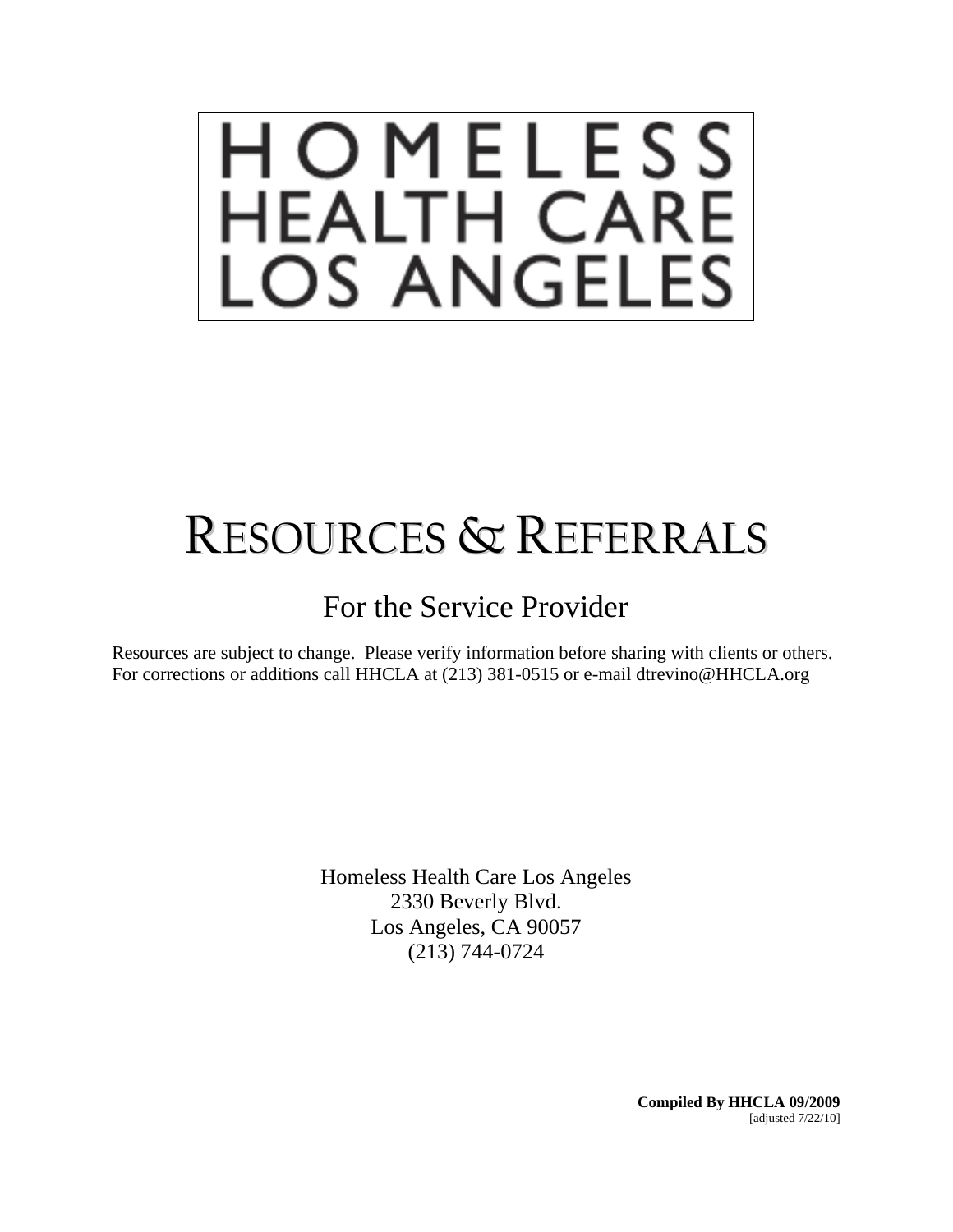# HOMELESS HEALTH CARE LOS ANGELES

# RESOURCES & REFERRALS

## For the Service Provider

Resources are subject to change. Please verify information before sharing with clients or others.
For corrections or additions call HHCLA at (213) 381-0515 or e-mail dtrevino@HHCLA.org

Homeless Health Care Los Angeles
2330 Beverly Blvd.
Los Angeles, CA 90057
(213) 744-0724

**Compiled By HHCLA 09/2009**
[adjusted 7/22/10]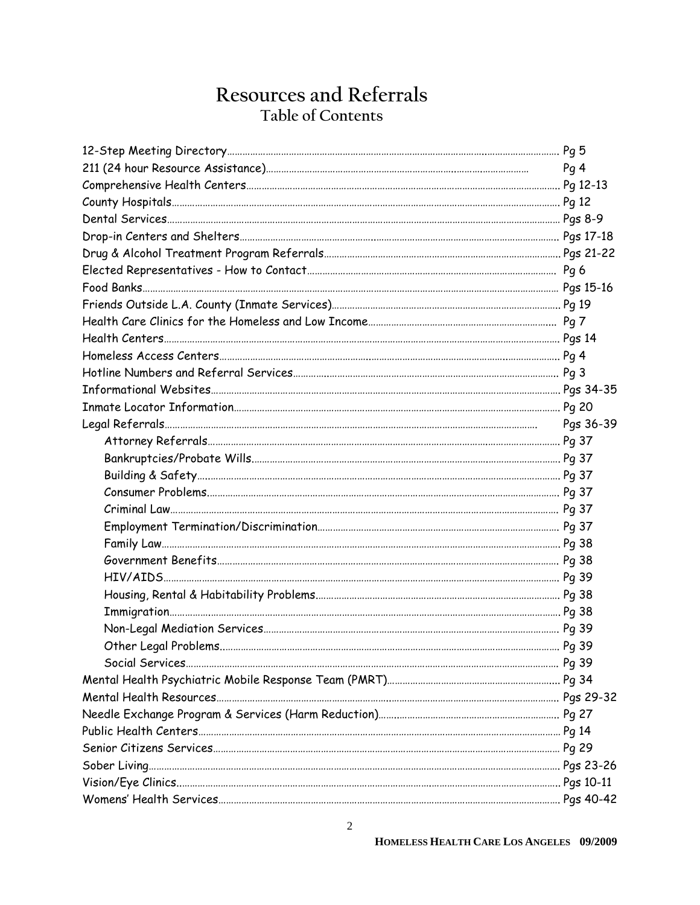# Resources and Referrals

## Table of Contents

| | |
|---|---|
| 12-Step Meeting Directory | Pg 5 |
| 211 (24 hour Resource Assistance) | Pg 4 |
| Comprehensive Health Centers | Pg 12-13 |
| County Hospitals | Pg 12 |
| Dental Services | Pgs 8-9 |
| Drop-in Centers and Shelters | Pgs 17-18 |
| Drug & Alcohol Treatment Program Referrals | Pgs 21-22 |
| Elected Representatives - How to Contact | Pg 6 |
| Food Banks | Pgs 15-16 |
| Friends Outside L.A. County (Inmate Services) | Pg 19 |
| Health Care Clinics for the Homeless and Low Income | Pg 7 |
| Health Centers | Pgs 14 |
| Homeless Access Centers | Pg 4 |
| Hotline Numbers and Referral Services | Pg 3 |
| Informational Websites | Pgs 34-35 |
| Inmate Locator Information | Pg 20 |
| Legal Referrals | Pgs 36-39 |
| &nbsp;&nbsp;&nbsp;&nbsp;Attorney Referrals | Pg 37 |
| &nbsp;&nbsp;&nbsp;&nbsp;Bankruptcies/Probate Wills. | Pg 37 |
| &nbsp;&nbsp;&nbsp;&nbsp;Building & Safety | Pg 37 |
| &nbsp;&nbsp;&nbsp;&nbsp;Consumer Problems. | Pg 37 |
| &nbsp;&nbsp;&nbsp;&nbsp;Criminal Law | Pg 37 |
| &nbsp;&nbsp;&nbsp;&nbsp;Employment Termination/Discrimination | Pg 37 |
| &nbsp;&nbsp;&nbsp;&nbsp;Family Law | Pg 38 |
| &nbsp;&nbsp;&nbsp;&nbsp;Government Benefits | Pg 38 |
| &nbsp;&nbsp;&nbsp;&nbsp;HIV/AIDS | Pg 39 |
| &nbsp;&nbsp;&nbsp;&nbsp;Housing, Rental & Habitability Problems | Pg 38 |
| &nbsp;&nbsp;&nbsp;&nbsp;Immigration | Pg 38 |
| &nbsp;&nbsp;&nbsp;&nbsp;Non-Legal Mediation Services | Pg 39 |
| &nbsp;&nbsp;&nbsp;&nbsp;Other Legal Problems. | Pg 39 |
| &nbsp;&nbsp;&nbsp;&nbsp;Social Services | Pg 39 |
| Mental Health Psychiatric Mobile Response Team (PMRT) | Pg 34 |
| Mental Health Resources | Pgs 29-32 |
| Needle Exchange Program & Services (Harm Reduction) | Pg 27 |
| Public Health Centers | Pg 14 |
| Senior Citizens Services | Pg 29 |
| Sober Living | Pgs 23-26 |
| Vision/Eye Clinics. | Pgs 10-11 |
| Womens' Health Services | Pgs 40-42 |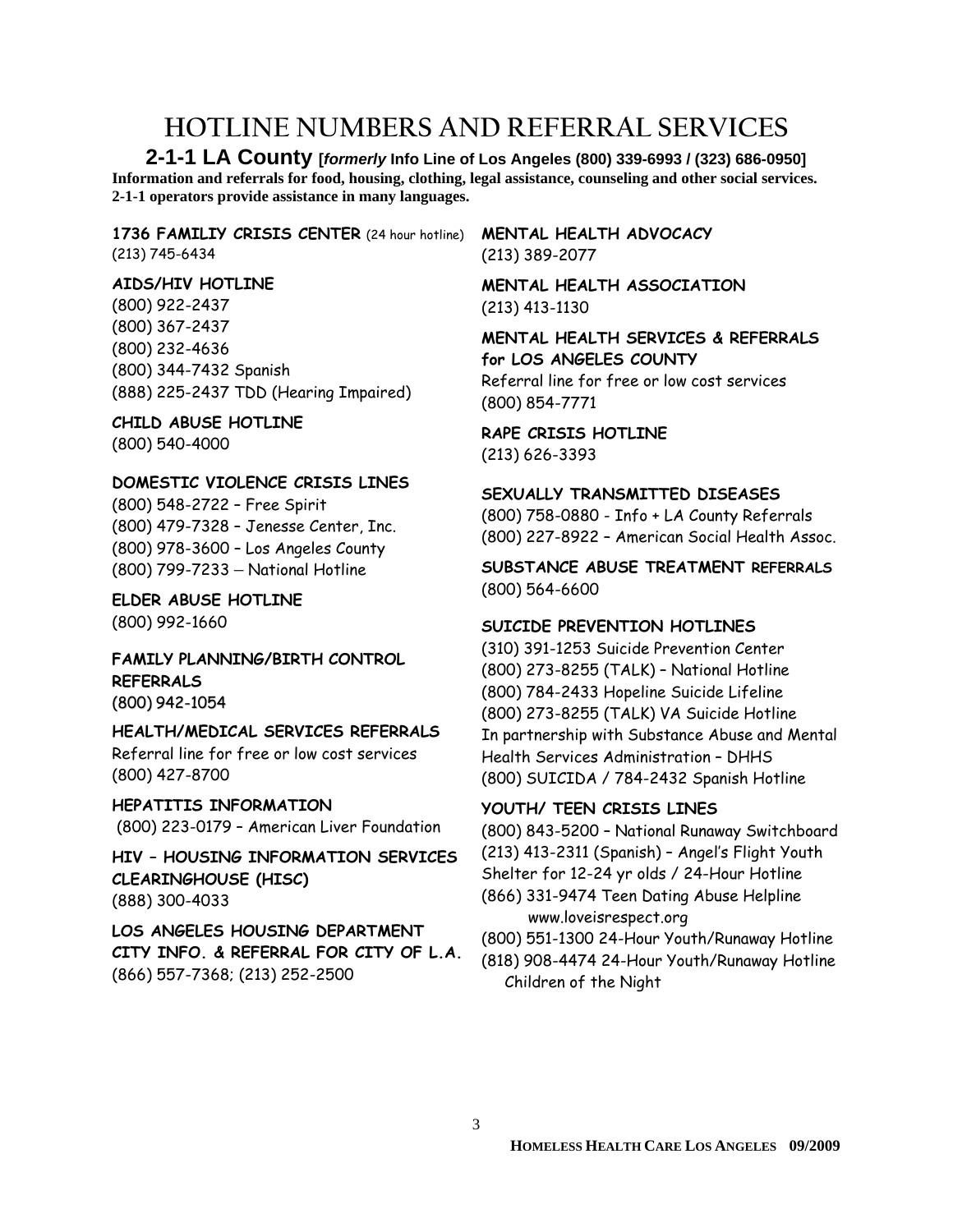# HOTLINE NUMBERS AND REFERRAL SERVICES

## 2-1-1 LA County [*formerly* Info Line of Los Angeles (800) 339-6993 / (323) 686-0950]

**Information and referrals for food, housing, clothing, legal assistance, counseling and other social services. 2-1-1 operators provide assistance in many languages.**

**1736 FAMILIY CRISIS CENTER** (24 hour hotline)
(213) 745-6434

**AIDS/HIV HOTLINE**
(800) 922-2437
(800) 367-2437
(800) 232-4636
(800) 344-7432 Spanish
(888) 225-2437 TDD (Hearing Impaired)

**CHILD ABUSE HOTLINE**
(800) 540-4000

**DOMESTIC VIOLENCE CRISIS LINES**
(800) 548-2722 – Free Spirit
(800) 479-7328 – Jenesse Center, Inc.
(800) 978-3600 – Los Angeles County
(800) 799-7233 – National Hotline

**ELDER ABUSE HOTLINE**
(800) 992-1660

**FAMILY PLANNING/BIRTH CONTROL REFERRALS**
(800) 942-1054

**HEALTH/MEDICAL SERVICES REFERRALS**
Referral line for free or low cost services
(800) 427-8700

**HEPATITIS INFORMATION**
(800) 223-0179 – American Liver Foundation

**HIV – HOUSING INFORMATION SERVICES CLEARINGHOUSE (HISC)**
(888) 300-4033

**LOS ANGELES HOUSING DEPARTMENT CITY INFO. & REFERRAL FOR CITY OF L.A.**
(866) 557-7368; (213) 252-2500

**MENTAL HEALTH ADVOCACY**
(213) 389-2077

**MENTAL HEALTH ASSOCIATION**
(213) 413-1130

**MENTAL HEALTH SERVICES & REFERRALS for LOS ANGELES COUNTY**
Referral line for free or low cost services
(800) 854-7771

**RAPE CRISIS HOTLINE**
(213) 626-3393

**SEXUALLY TRANSMITTED DISEASES**
(800) 758-0880 - Info + LA County Referrals
(800) 227-8922 – American Social Health Assoc.

**SUBSTANCE ABUSE TREATMENT REFERRALS**
(800) 564-6600

**SUICIDE PREVENTION HOTLINES**
(310) 391-1253 Suicide Prevention Center
(800) 273-8255 (TALK) – National Hotline
(800) 784-2433 Hopeline Suicide Lifeline
(800) 273-8255 (TALK) VA Suicide Hotline
In partnership with Substance Abuse and Mental Health Services Administration – DHHS
(800) SUICIDA / 784-2432 Spanish Hotline

**YOUTH/ TEEN CRISIS LINES**
(800) 843-5200 – National Runaway Switchboard
(213) 413-2311 (Spanish) – Angel's Flight Youth Shelter for 12-24 yr olds / 24-Hour Hotline
(866) 331-9474 Teen Dating Abuse Helpline www.loveisrespect.org
(800) 551-1300 24-Hour Youth/Runaway Hotline
(818) 908-4474 24-Hour Youth/Runaway Hotline Children of the Night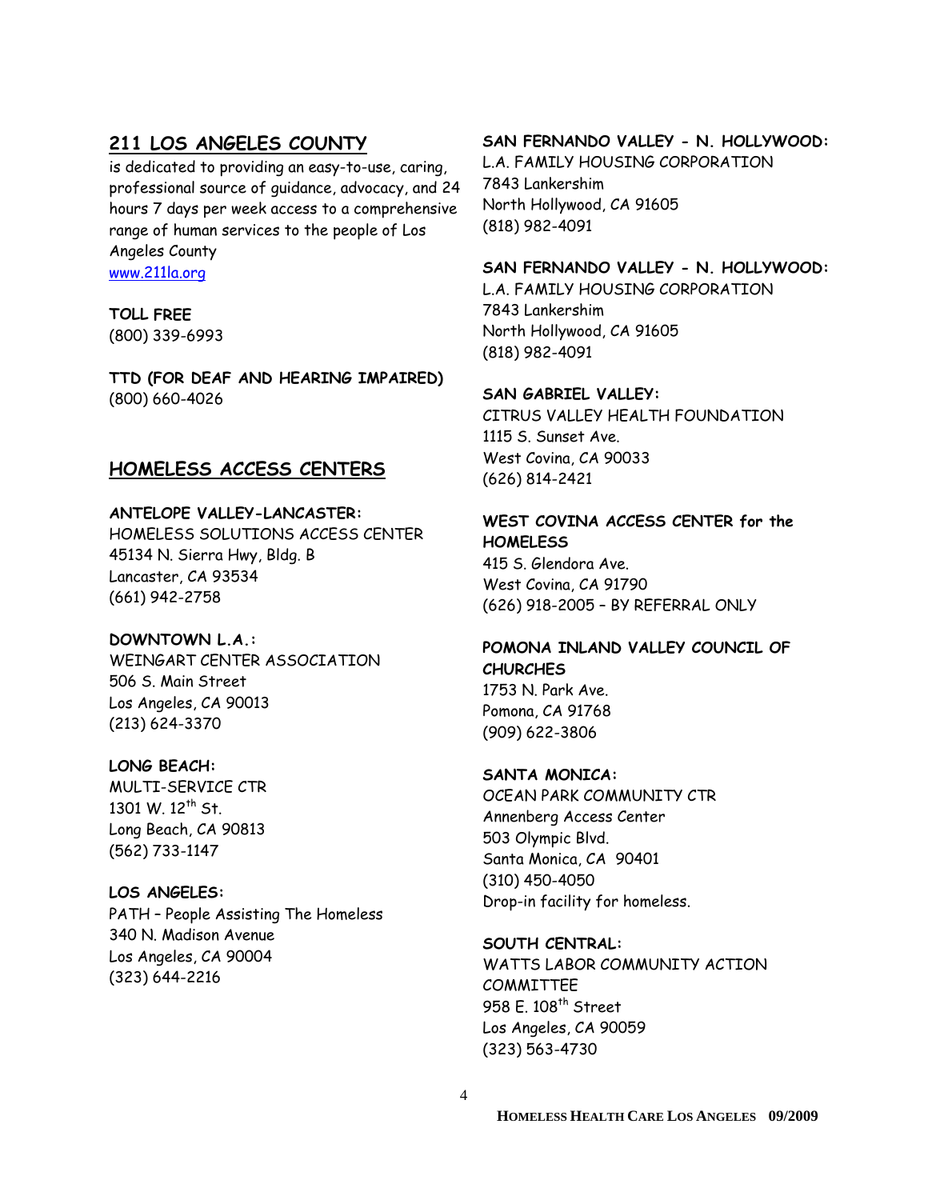## 211 LOS ANGELES COUNTY

is dedicated to providing an easy-to-use, caring, professional source of guidance, advocacy, and 24 hours 7 days per week access to a comprehensive range of human services to the people of Los Angeles County
www.211la.org

**TOLL FREE**
(800) 339-6993

**TTD (FOR DEAF AND HEARING IMPAIRED)**
(800) 660-4026

## HOMELESS ACCESS CENTERS

**ANTELOPE VALLEY-LANCASTER:**
HOMELESS SOLUTIONS ACCESS CENTER
45134 N. Sierra Hwy, Bldg. B
Lancaster, CA 93534
(661) 942-2758

**DOWNTOWN L.A.:**
WEINGART CENTER ASSOCIATION
506 S. Main Street
Los Angeles, CA 90013
(213) 624-3370

**LONG BEACH:**
MULTI-SERVICE CTR
1301 W. 12th St.
Long Beach, CA 90813
(562) 733-1147

**LOS ANGELES:**
PATH – People Assisting The Homeless
340 N. Madison Avenue
Los Angeles, CA 90004
(323) 644-2216

**SAN FERNANDO VALLEY - N. HOLLYWOOD:**
L.A. FAMILY HOUSING CORPORATION
7843 Lankershim
North Hollywood, CA 91605
(818) 982-4091

**SAN FERNANDO VALLEY - N. HOLLYWOOD:**
L.A. FAMILY HOUSING CORPORATION
7843 Lankershim
North Hollywood, CA 91605
(818) 982-4091

**SAN GABRIEL VALLEY:**
CITRUS VALLEY HEALTH FOUNDATION
1115 S. Sunset Ave.
West Covina, CA 90033
(626) 814-2421

**WEST COVINA ACCESS CENTER for the HOMELESS**
415 S. Glendora Ave.
West Covina, CA 91790
(626) 918-2005 – BY REFERRAL ONLY

**POMONA INLAND VALLEY COUNCIL OF CHURCHES**
1753 N. Park Ave.
Pomona, CA 91768
(909) 622-3806

**SANTA MONICA:**
OCEAN PARK COMMUNITY CTR
Annenberg Access Center
503 Olympic Blvd.
Santa Monica, CA 90401
(310) 450-4050
Drop-in facility for homeless.

**SOUTH CENTRAL:**
WATTS LABOR COMMUNITY ACTION COMMITTEE
958 E. 108th Street
Los Angeles, CA 90059
(323) 563-4730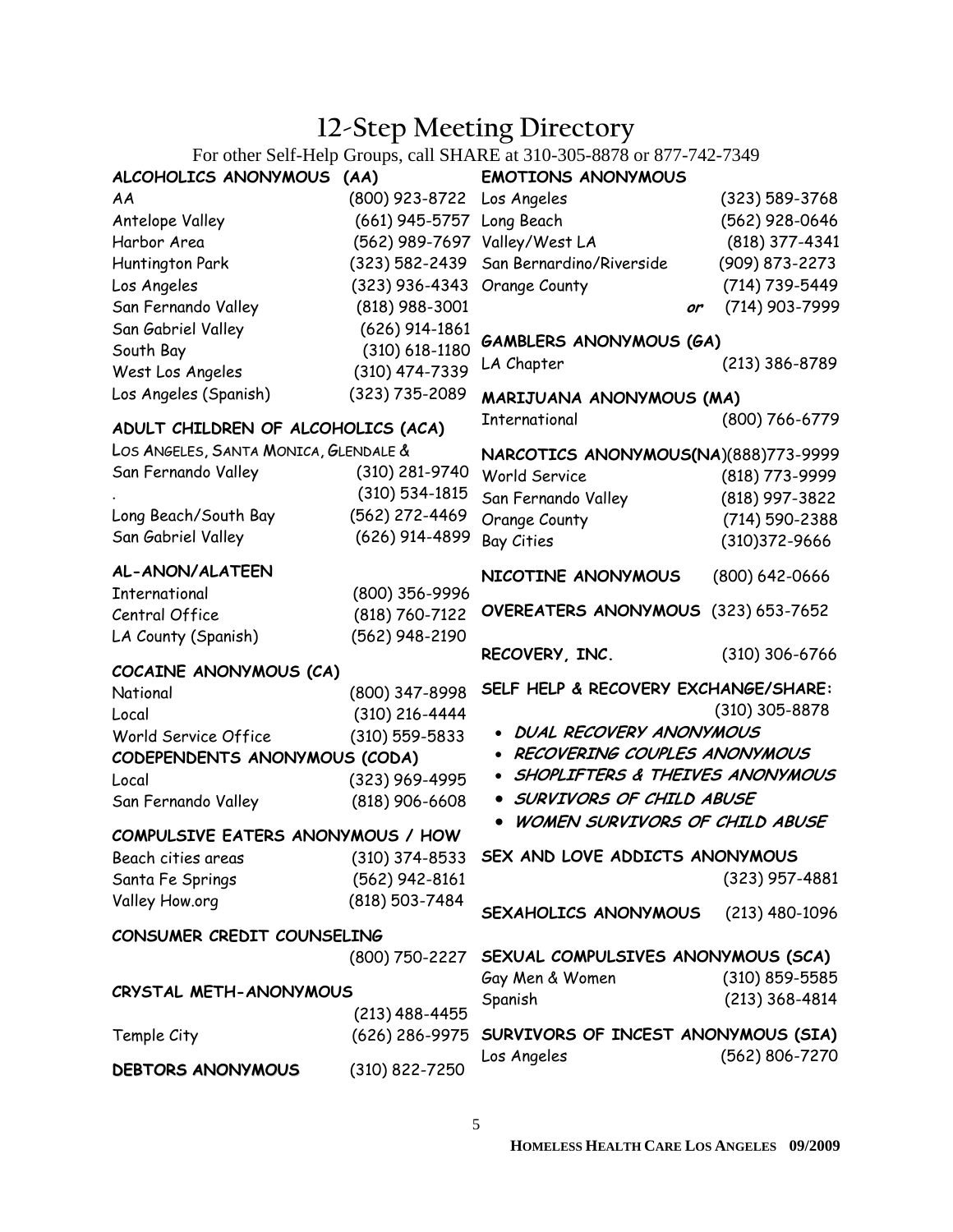# 12-Step Meeting Directory

For other Self-Help Groups, call SHARE at 310-305-8878 or 877-742-7349

### ALCOHOLICS ANONYMOUS (AA)

| | |
|---|---|
| AA | (800) 923-8722 |
| Antelope Valley | (661) 945-5757 |
| Harbor Area | (562) 989-7697 |
| Huntington Park | (323) 582-2439 |
| Los Angeles | (323) 936-4343 |
| San Fernando Valley | (818) 988-3001 |
| San Gabriel Valley | (626) 914-1861 |
| South Bay | (310) 618-1180 |
| West Los Angeles | (310) 474-7339 |
| Los Angeles (Spanish) | (323) 735-2089 |

### ADULT CHILDREN OF ALCOHOLICS (ACA)

| | |
|---|---|
| Los Angeles, Santa Monica, Glendale & | |
| San Fernando Valley | (310) 281-9740 |
| . | (310) 534-1815 |
| Long Beach/South Bay | (562) 272-4469 |
| San Gabriel Valley | (626) 914-4899 |

### AL-ANON/ALATEEN

| | |
|---|---|
| International | (800) 356-9996 |
| Central Office | (818) 760-7122 |
| LA County (Spanish) | (562) 948-2190 |

### COCAINE ANONYMOUS (CA)

| | |
|---|---|
| National | (800) 347-8998 |
| Local | (310) 216-4444 |
| World Service Office | (310) 559-5833 |

### CODEPENDENTS ANONYMOUS (CODA)

| | |
|---|---|
| Local | (323) 969-4995 |
| San Fernando Valley | (818) 906-6608 |

### COMPULSIVE EATERS ANONYMOUS / HOW

| | |
|---|---|
| Beach cities areas | (310) 374-8533 |
| Santa Fe Springs | (562) 942-8161 |
| Valley How.org | (818) 503-7484 |

### CONSUMER CREDIT COUNSELING

(800) 750-2227

### CRYSTAL METH-ANONYMOUS

| | |
|---|---|
| | (213) 488-4455 |
| Temple City | (626) 286-9975 |

### DEBTORS ANONYMOUS

(310) 822-7250

### EMOTIONS ANONYMOUS

| | |
|---|---|
| Los Angeles | (323) 589-3768 |
| Long Beach | (562) 928-0646 |
| Valley/West LA | (818) 377-4341 |
| San Bernardino/Riverside | (909) 873-2273 |
| Orange County | (714) 739-5449 |
| | *or* (714) 903-7999 |

### GAMBLERS ANONYMOUS (GA)

| | |
|---|---|
| LA Chapter | (213) 386-8789 |

### MARIJUANA ANONYMOUS (MA)

| | |
|---|---|
| International | (800) 766-6779 |

### NARCOTICS ANONYMOUS(NA)(888)773-9999

| | |
|---|---|
| World Service | (818) 773-9999 |
| San Fernando Valley | (818) 997-3822 |
| Orange County | (714) 590-2388 |
| Bay Cities | (310)372-9666 |

### NICOTINE ANONYMOUS (800) 642-0666

### OVEREATERS ANONYMOUS (323) 653-7652

### RECOVERY, INC. (310) 306-6766

### SELF HELP & RECOVERY EXCHANGE/SHARE:

(310) 305-8878

- ***DUAL RECOVERY ANONYMOUS***
- ***RECOVERING COUPLES ANONYMOUS***
- ***SHOPLIFTERS & THEIVES ANONYMOUS***
- ***SURVIVORS OF CHILD ABUSE***
- ***WOMEN SURVIVORS OF CHILD ABUSE***

### SEX AND LOVE ADDICTS ANONYMOUS

(323) 957-4881

### SEXAHOLICS ANONYMOUS (213) 480-1096

### SEXUAL COMPULSIVES ANONYMOUS (SCA)

| | |
|---|---|
| Gay Men & Women | (310) 859-5585 |
| Spanish | (213) 368-4814 |

### SURVIVORS OF INCEST ANONYMOUS (SIA)

| | |
|---|---|
| Los Angeles | (562) 806-7270 |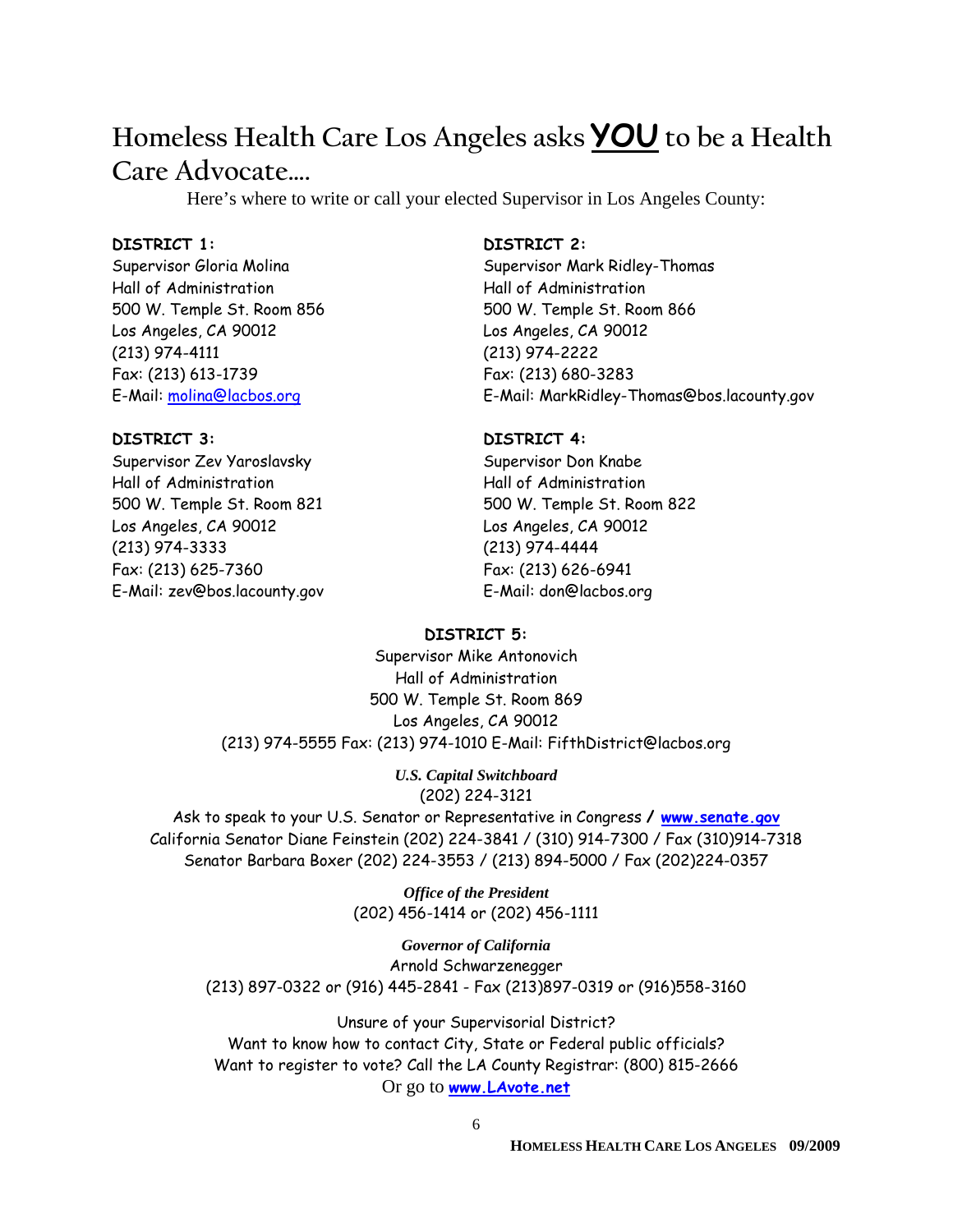# Homeless Health Care Los Angeles asks ***YOU*** to be a Health Care Advocate….

Here's where to write or call your elected Supervisor in Los Angeles County:

**DISTRICT 1:**
Supervisor Gloria Molina
Hall of Administration
500 W. Temple St. Room 856
Los Angeles, CA 90012
(213) 974-4111
Fax: (213) 613-1739
E-Mail: molina@lacbos.org

**DISTRICT 2:**
Supervisor Mark Ridley-Thomas
Hall of Administration
500 W. Temple St. Room 866
Los Angeles, CA 90012
(213) 974-2222
Fax: (213) 680-3283
E-Mail: MarkRidley-Thomas@bos.lacounty.gov

**DISTRICT 3:**
Supervisor Zev Yaroslavsky
Hall of Administration
500 W. Temple St. Room 821
Los Angeles, CA 90012
(213) 974-3333
Fax: (213) 625-7360
E-Mail: zev@bos.lacounty.gov

**DISTRICT 4:**
Supervisor Don Knabe
Hall of Administration
500 W. Temple St. Room 822
Los Angeles, CA 90012
(213) 974-4444
Fax: (213) 626-6941
E-Mail: don@lacbos.org

**DISTRICT 5:**
Supervisor Mike Antonovich
Hall of Administration
500 W. Temple St. Room 869
Los Angeles, CA 90012
(213) 974-5555 Fax: (213) 974-1010 E-Mail: FifthDistrict@lacbos.org

***U.S. Capital Switchboard***
(202) 224-3121
Ask to speak to your U.S. Senator or Representative in Congress / **www.senate.gov**
California Senator Diane Feinstein (202) 224-3841 / (310) 914-7300 / Fax (310)914-7318
Senator Barbara Boxer (202) 224-3553 / (213) 894-5000 / Fax (202)224-0357

***Office of the President***
(202) 456-1414 or (202) 456-1111

***Governor of California***
Arnold Schwarzenegger
(213) 897-0322 or (916) 445-2841 - Fax (213)897-0319 or (916)558-3160

Unsure of your Supervisorial District?
Want to know how to contact City, State or Federal public officials?
Want to register to vote? Call the LA County Registrar: (800) 815-2666
Or go to **www.LAvote.net**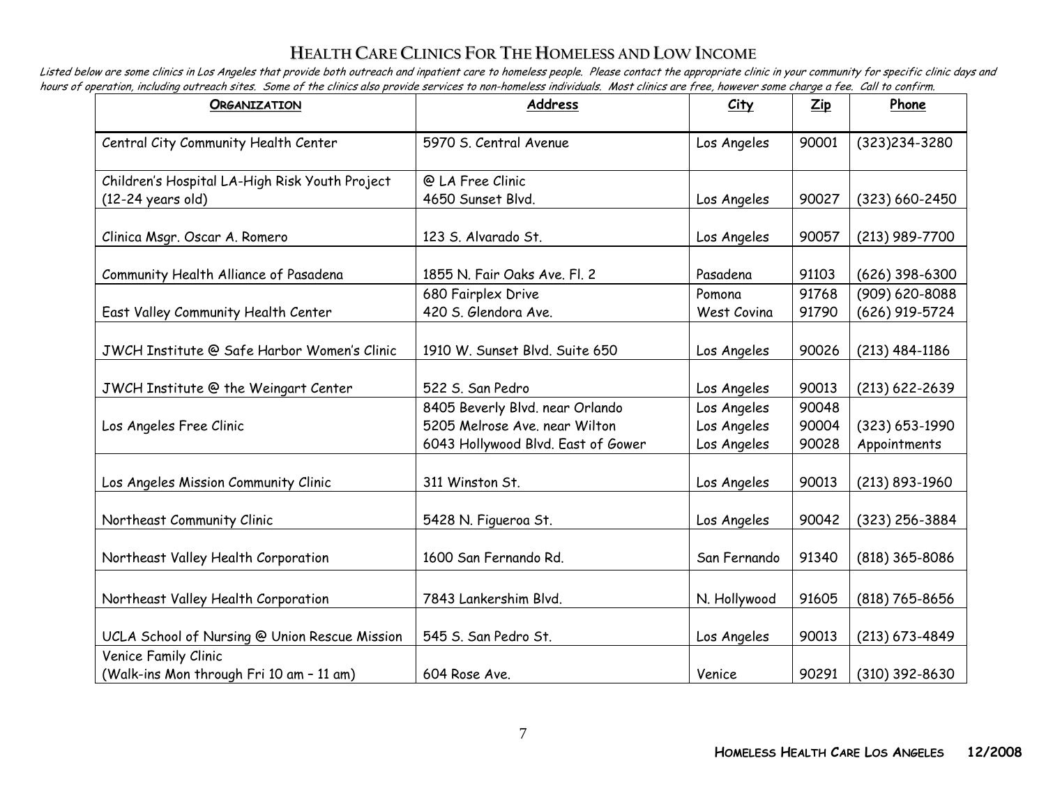# Health Care Clinics For The Homeless and Low Income

*Listed below are some clinics in Los Angeles that provide both outreach and inpatient care to homeless people. Please contact the appropriate clinic in your community for specific clinic days and hours of operation, including outreach sites. Some of the clinics also provide services to non-homeless individuals. Most clinics are free, however some charge a fee. Call to confirm.*

| Organization | Address | City | Zip | Phone |
|---|---|---|---|---|
| Central City Community Health Center | 5970 S. Central Avenue | Los Angeles | 90001 | (323)234-3280 |
| Children's Hospital LA-High Risk Youth Project (12-24 years old) | @ LA Free Clinic 4650 Sunset Blvd. | Los Angeles | 90027 | (323) 660-2450 |
| Clinica Msgr. Oscar A. Romero | 123 S. Alvarado St. | Los Angeles | 90057 | (213) 989-7700 |
| Community Health Alliance of Pasadena | 1855 N. Fair Oaks Ave. Fl. 2 | Pasadena | 91103 | (626) 398-6300 |
| East Valley Community Health Center | 680 Fairplex Drive<br>420 S. Glendora Ave. | Pomona<br>West Covina | 91768<br>91790 | (909) 620-8088<br>(626) 919-5724 |
| JWCH Institute @ Safe Harbor Women's Clinic | 1910 W. Sunset Blvd. Suite 650 | Los Angeles | 90026 | (213) 484-1186 |
| JWCH Institute @ the Weingart Center | 522 S. San Pedro | Los Angeles | 90013 | (213) 622-2639 |
| Los Angeles Free Clinic | 8405 Beverly Blvd. near Orlando<br>5205 Melrose Ave. near Wilton<br>6043 Hollywood Blvd. East of Gower | Los Angeles<br>Los Angeles<br>Los Angeles | 90048<br>90004<br>90028 | (323) 653-1990 Appointments |
| Los Angeles Mission Community Clinic | 311 Winston St. | Los Angeles | 90013 | (213) 893-1960 |
| Northeast Community Clinic | 5428 N. Figueroa St. | Los Angeles | 90042 | (323) 256-3884 |
| Northeast Valley Health Corporation | 1600 San Fernando Rd. | San Fernando | 91340 | (818) 365-8086 |
| Northeast Valley Health Corporation | 7843 Lankershim Blvd. | N. Hollywood | 91605 | (818) 765-8656 |
| UCLA School of Nursing @ Union Rescue Mission | 545 S. San Pedro St. | Los Angeles | 90013 | (213) 673-4849 |
| Venice Family Clinic (Walk-ins Mon through Fri 10 am – 11 am) | 604 Rose Ave. | Venice | 90291 | (310) 392-8630 |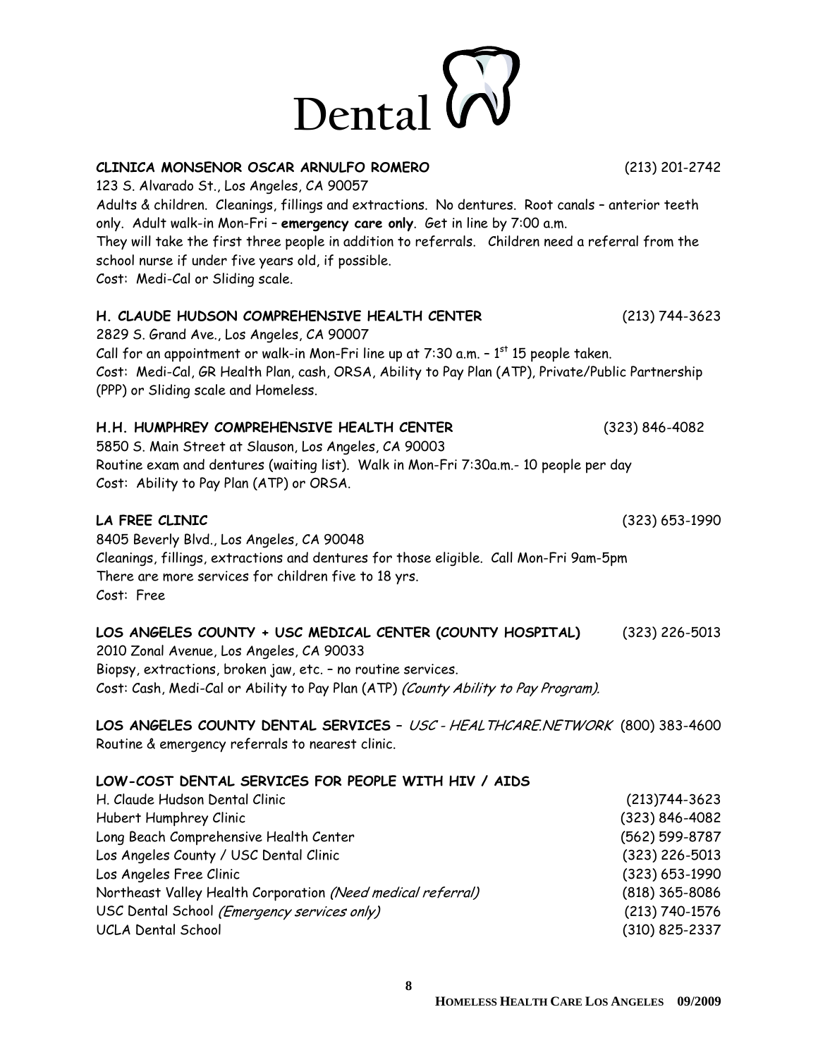# Dental

**CLINICA MONSENOR OSCAR ARNULFO ROMERO** (213) 201-2742

123 S. Alvarado St., Los Angeles, CA 90057
Adults & children. Cleanings, fillings and extractions. No dentures. Root canals – anterior teeth only. Adult walk-in Mon-Fri – **emergency care only**. Get in line by 7:00 a.m.
They will take the first three people in addition to referrals. Children need a referral from the school nurse if under five years old, if possible.
Cost: Medi-Cal or Sliding scale.

**H. CLAUDE HUDSON COMPREHENSIVE HEALTH CENTER** (213) 744-3623

2829 S. Grand Ave., Los Angeles, CA 90007
Call for an appointment or walk-in Mon-Fri line up at 7:30 a.m. – 1st 15 people taken.
Cost: Medi-Cal, GR Health Plan, cash, ORSA, Ability to Pay Plan (ATP), Private/Public Partnership (PPP) or Sliding scale and Homeless.

**H.H. HUMPHREY COMPREHENSIVE HEALTH CENTER** (323) 846-4082

5850 S. Main Street at Slauson, Los Angeles, CA 90003
Routine exam and dentures (waiting list). Walk in Mon-Fri 7:30a.m.- 10 people per day
Cost: Ability to Pay Plan (ATP) or ORSA.

**LA FREE CLINIC** (323) 653-1990

8405 Beverly Blvd., Los Angeles, CA 90048
Cleanings, fillings, extractions and dentures for those eligible. Call Mon-Fri 9am-5pm
There are more services for children five to 18 yrs.
Cost: Free

**LOS ANGELES COUNTY + USC MEDICAL CENTER (COUNTY HOSPITAL)** (323) 226-5013

2010 Zonal Avenue, Los Angeles, CA 90033
Biopsy, extractions, broken jaw, etc. – no routine services.
Cost: Cash, Medi-Cal or Ability to Pay Plan (ATP) *(County Ability to Pay Program).*

**LOS ANGELES COUNTY DENTAL SERVICES –** *USC - HEALTHCARE.NETWORK* (800) 383-4600

Routine & emergency referrals to nearest clinic.

**LOW-COST DENTAL SERVICES FOR PEOPLE WITH HIV / AIDS**

| | |
|---|---|
| H. Claude Hudson Dental Clinic | (213)744-3623 |
| Hubert Humphrey Clinic | (323) 846-4082 |
| Long Beach Comprehensive Health Center | (562) 599-8787 |
| Los Angeles County / USC Dental Clinic | (323) 226-5013 |
| Los Angeles Free Clinic | (323) 653-1990 |
| Northeast Valley Health Corporation *(Need medical referral)* | (818) 365-8086 |
| USC Dental School *(Emergency services only)* | (213) 740-1576 |
| UCLA Dental School | (310) 825-2337 |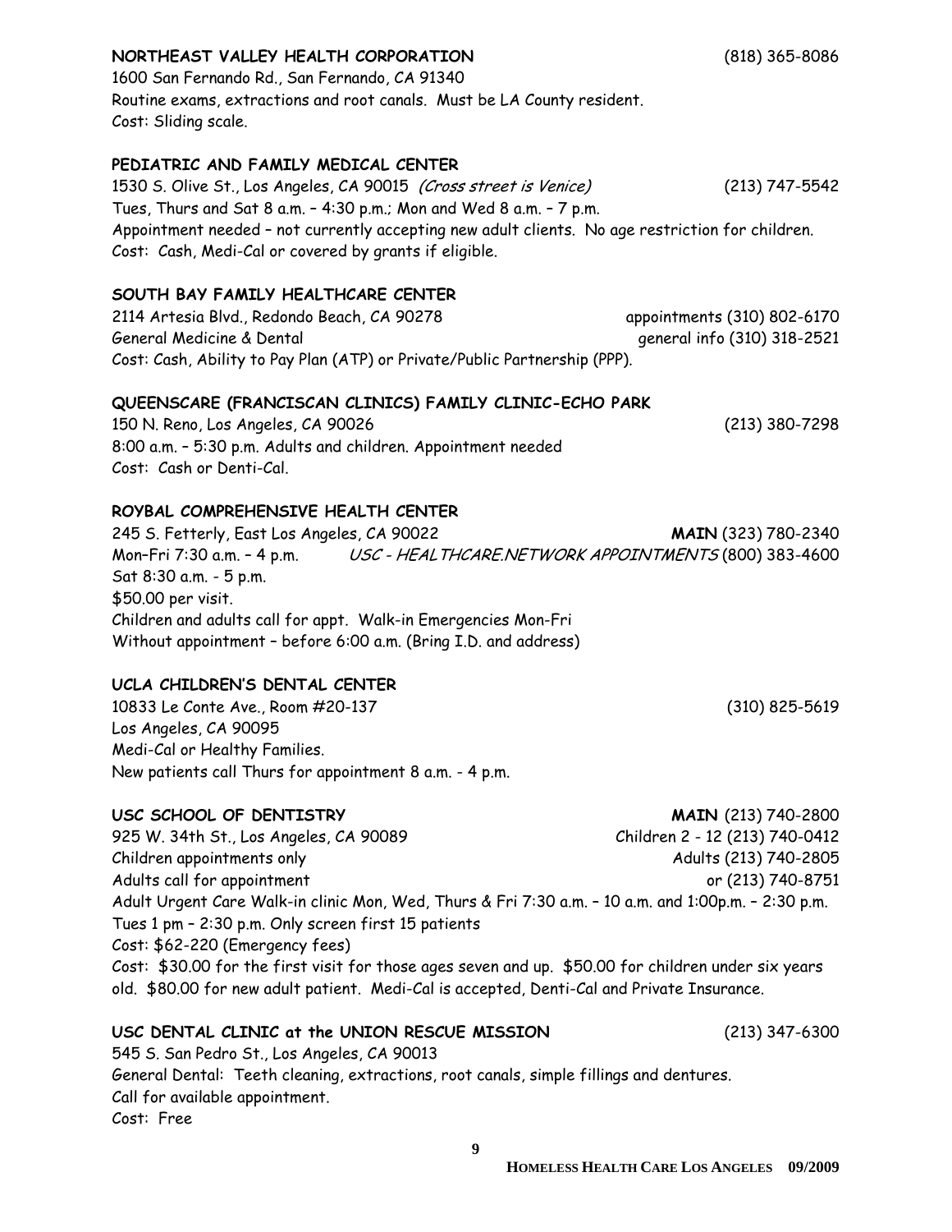**NORTHEAST VALLEY HEALTH CORPORATION** (818) 365-8086
1600 San Fernando Rd., San Fernando, CA 91340
Routine exams, extractions and root canals. Must be LA County resident.
Cost: Sliding scale.

**PEDIATRIC AND FAMILY MEDICAL CENTER**
1530 S. Olive St., Los Angeles, CA 90015 *(Cross street is Venice)* (213) 747-5542
Tues, Thurs and Sat 8 a.m. – 4:30 p.m.; Mon and Wed 8 a.m. – 7 p.m.
Appointment needed – not currently accepting new adult clients. No age restriction for children.
Cost: Cash, Medi-Cal or covered by grants if eligible.

**SOUTH BAY FAMILY HEALTHCARE CENTER**
2114 Artesia Blvd., Redondo Beach, CA 90278 appointments (310) 802-6170
General Medicine & Dental general info (310) 318-2521
Cost: Cash, Ability to Pay Plan (ATP) or Private/Public Partnership (PPP).

**QUEENSCARE (FRANCISCAN CLINICS) FAMILY CLINIC-ECHO PARK**
150 N. Reno, Los Angeles, CA 90026 (213) 380-7298
8:00 a.m. – 5:30 p.m. Adults and children. Appointment needed
Cost: Cash or Denti-Cal.

**ROYBAL COMPREHENSIVE HEALTH CENTER**
245 S. Fetterly, East Los Angeles, CA 90022 **MAIN** (323) 780-2340
Mon–Fri 7:30 a.m. – 4 p.m. *USC - HEALTHCARE.NETWORK APPOINTMENTS* (800) 383-4600
Sat 8:30 a.m. - 5 p.m.
$50.00 per visit.
Children and adults call for appt. Walk-in Emergencies Mon-Fri
Without appointment – before 6:00 a.m. (Bring I.D. and address)

**UCLA CHILDREN'S DENTAL CENTER**
10833 Le Conte Ave., Room #20-137 (310) 825-5619
Los Angeles, CA 90095
Medi-Cal or Healthy Families.
New patients call Thurs for appointment 8 a.m. - 4 p.m.

**USC SCHOOL OF DENTISTRY** **MAIN** (213) 740-2800
925 W. 34th St., Los Angeles, CA 90089 Children 2 - 12 (213) 740-0412
Children appointments only Adults (213) 740-2805
Adults call for appointment or (213) 740-8751
Adult Urgent Care Walk-in clinic Mon, Wed, Thurs & Fri 7:30 a.m. – 10 a.m. and 1:00p.m. – 2:30 p.m.
Tues 1 pm – 2:30 p.m. Only screen first 15 patients
Cost: $62-220 (Emergency fees)
Cost: $30.00 for the first visit for those ages seven and up. $50.00 for children under six years old. $80.00 for new adult patient. Medi-Cal is accepted, Denti-Cal and Private Insurance.

**USC DENTAL CLINIC at the UNION RESCUE MISSION** (213) 347-6300
545 S. San Pedro St., Los Angeles, CA 90013
General Dental: Teeth cleaning, extractions, root canals, simple fillings and dentures.
Call for available appointment.
Cost: Free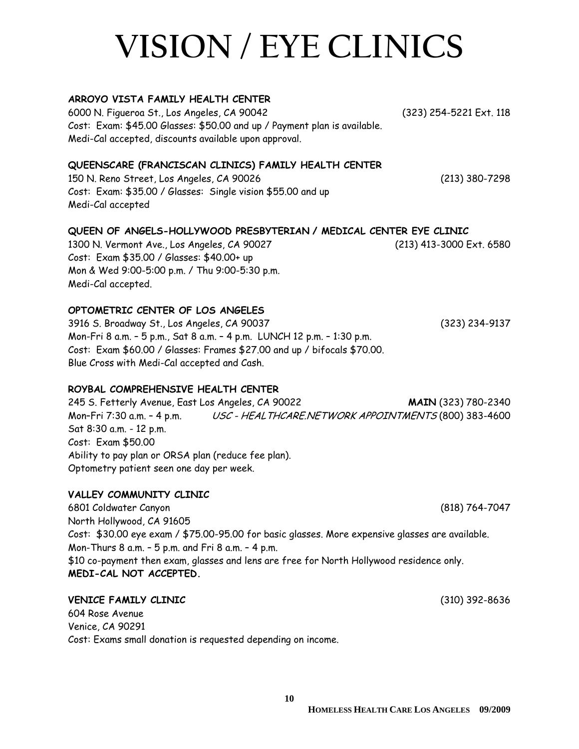# VISION / EYE CLINICS

**ARROYO VISTA FAMILY HEALTH CENTER**
6000 N. Figueroa St., Los Angeles, CA 90042 (323) 254-5221 Ext. 118
Cost: Exam: $45.00 Glasses: $50.00 and up / Payment plan is available.
Medi-Cal accepted, discounts available upon approval.

**QUEENSCARE (FRANCISCAN CLINICS) FAMILY HEALTH CENTER**
150 N. Reno Street, Los Angeles, CA 90026 (213) 380-7298
Cost: Exam: $35.00 / Glasses: Single vision $55.00 and up
Medi-Cal accepted

**QUEEN OF ANGELS-HOLLYWOOD PRESBYTERIAN / MEDICAL CENTER EYE CLINIC**
1300 N. Vermont Ave., Los Angeles, CA 90027 (213) 413-3000 Ext. 6580
Cost: Exam $35.00 / Glasses: $40.00+ up
Mon & Wed 9:00-5:00 p.m. / Thu 9:00-5:30 p.m.
Medi-Cal accepted.

**OPTOMETRIC CENTER OF LOS ANGELES**
3916 S. Broadway St., Los Angeles, CA 90037 (323) 234-9137
Mon-Fri 8 a.m. – 5 p.m., Sat 8 a.m. – 4 p.m. LUNCH 12 p.m. – 1:30 p.m.
Cost: Exam $60.00 / Glasses: Frames $27.00 and up / bifocals $70.00.
Blue Cross with Medi-Cal accepted and Cash.

**ROYBAL COMPREHENSIVE HEALTH CENTER**
245 S. Fetterly Avenue, East Los Angeles, CA 90022 **MAIN** (323) 780-2340
Mon–Fri 7:30 a.m. – 4 p.m. *USC - HEALTHCARE.NETWORK APPOINTMENTS* (800) 383-4600
Sat 8:30 a.m. - 12 p.m.
Cost: Exam $50.00
Ability to pay plan or ORSA plan (reduce fee plan).
Optometry patient seen one day per week.

**VALLEY COMMUNITY CLINIC**
6801 Coldwater Canyon (818) 764-7047
North Hollywood, CA 91605
Cost: $30.00 eye exam / $75.00-95.00 for basic glasses. More expensive glasses are available.
Mon-Thurs 8 a.m. – 5 p.m. and Fri 8 a.m. – 4 p.m.
$10 co-payment then exam, glasses and lens are free for North Hollywood residence only.
**MEDI-CAL NOT ACCEPTED.**

**VENICE FAMILY CLINIC** (310) 392-8636
604 Rose Avenue
Venice, CA 90291
Cost: Exams small donation is requested depending on income.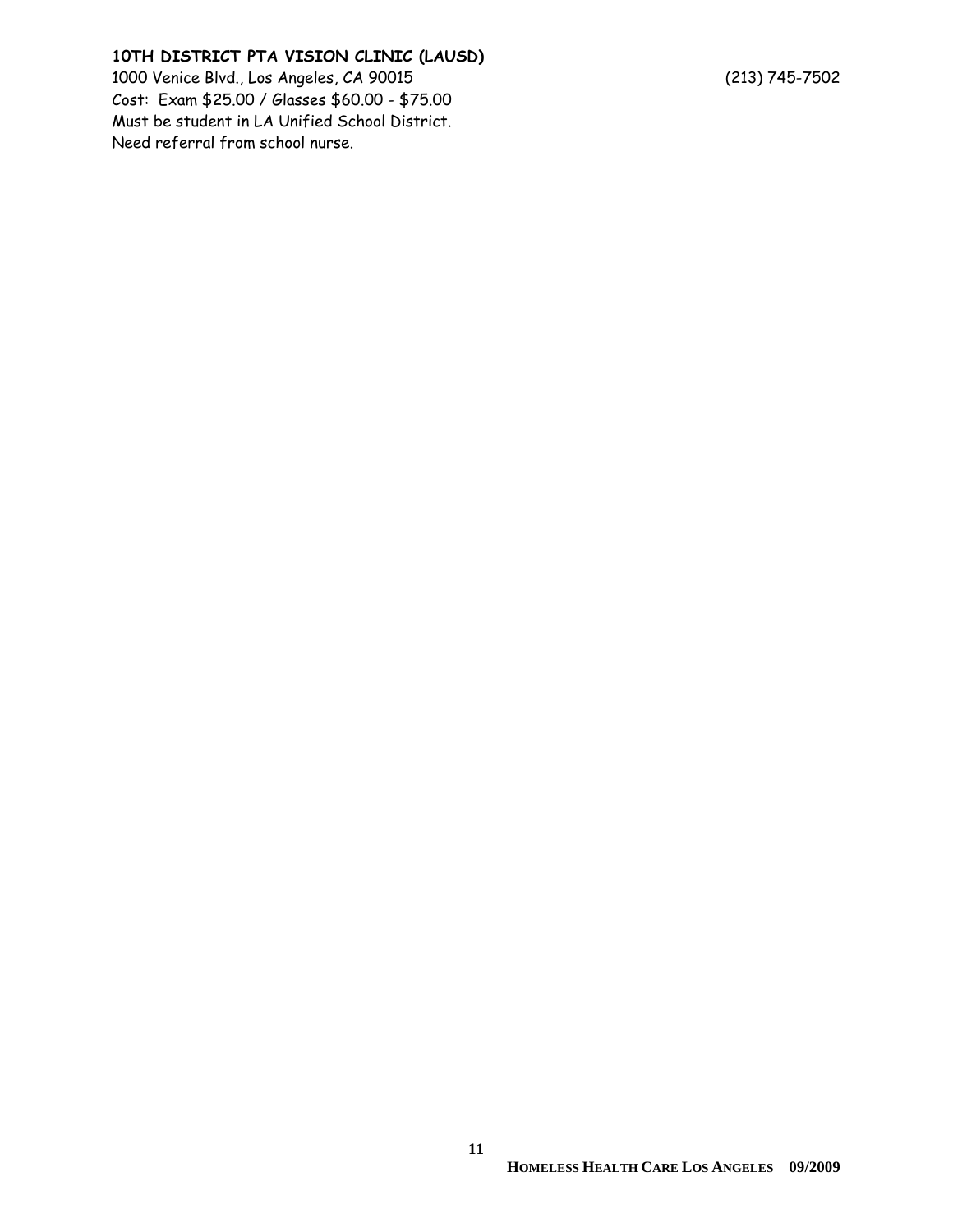**10TH DISTRICT PTA VISION CLINIC (LAUSD)**
1000 Venice Blvd., Los Angeles, CA 90015 (213) 745-7502
Cost: Exam $25.00 / Glasses $60.00 - $75.00
Must be student in LA Unified School District.
Need referral from school nurse.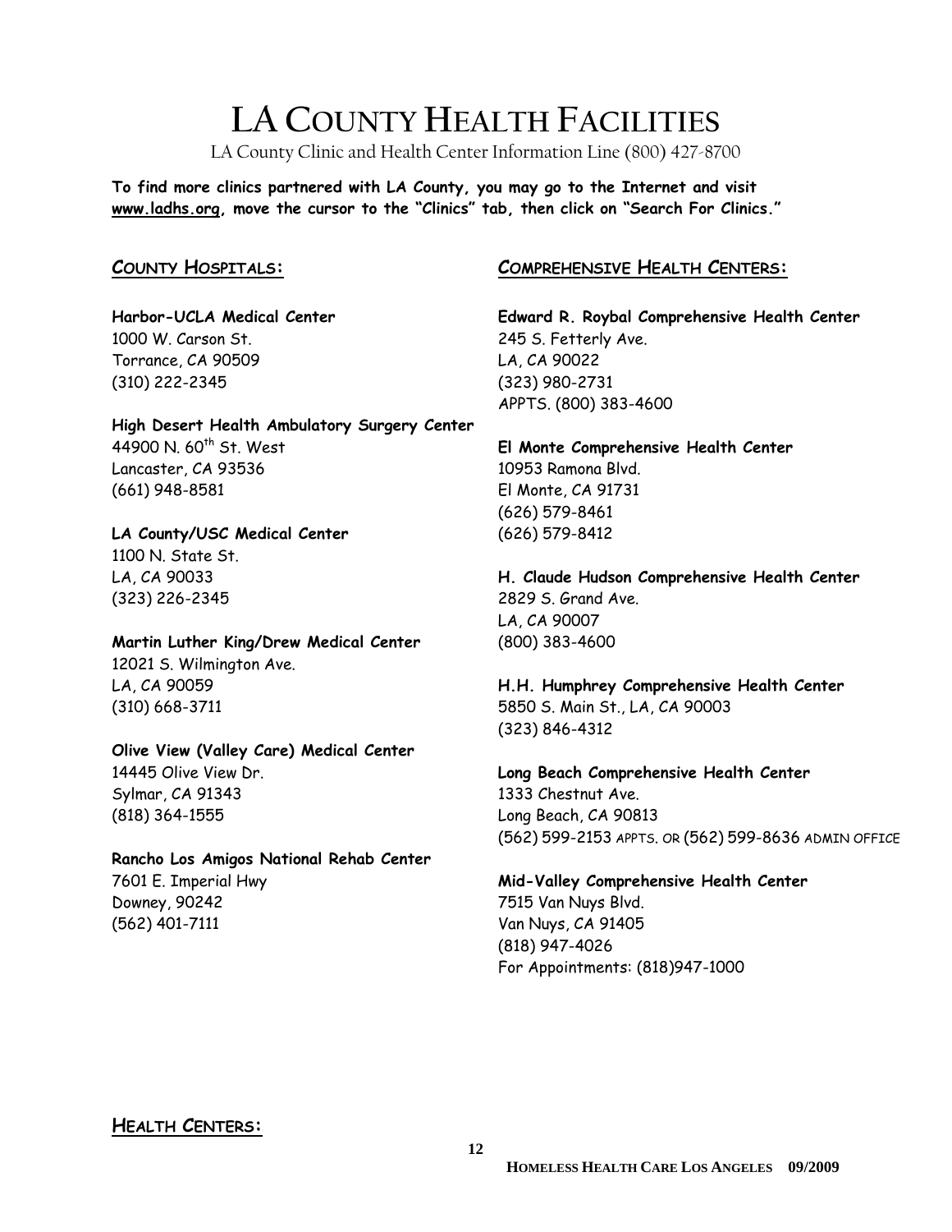# LA COUNTY HEALTH FACILITIES

LA County Clinic and Health Center Information Line (800) 427-8700

**To find more clinics partnered with LA County, you may go to the Internet and visit [www.ladhs.org](http://www.ladhs.org), move the cursor to the "Clinics" tab, then click on "Search For Clinics."**

## COUNTY HOSPITALS:

**Harbor-UCLA Medical Center**
1000 W. Carson St.
Torrance, CA 90509
(310) 222-2345

**High Desert Health Ambulatory Surgery Center**
44900 N. 60th St. West
Lancaster, CA 93536
(661) 948-8581

**LA County/USC Medical Center**
1100 N. State St.
LA, CA 90033
(323) 226-2345

**Martin Luther King/Drew Medical Center**
12021 S. Wilmington Ave.
LA, CA 90059
(310) 668-3711

**Olive View (Valley Care) Medical Center**
14445 Olive View Dr.
Sylmar, CA 91343
(818) 364-1555

**Rancho Los Amigos National Rehab Center**
7601 E. Imperial Hwy
Downey, 90242
(562) 401-7111

## COMPREHENSIVE HEALTH CENTERS:

**Edward R. Roybal Comprehensive Health Center**
245 S. Fetterly Ave.
LA, CA 90022
(323) 980-2731
APPTS. (800) 383-4600

**El Monte Comprehensive Health Center**
10953 Ramona Blvd.
El Monte, CA 91731
(626) 579-8461
(626) 579-8412

**H. Claude Hudson Comprehensive Health Center**
2829 S. Grand Ave.
LA, CA 90007
(800) 383-4600

**H.H. Humphrey Comprehensive Health Center**
5850 S. Main St., LA, CA 90003
(323) 846-4312

**Long Beach Comprehensive Health Center**
1333 Chestnut Ave.
Long Beach, CA 90813
(562) 599-2153 APPTS. OR (562) 599-8636 ADMIN OFFICE

**Mid-Valley Comprehensive Health Center**
7515 Van Nuys Blvd.
Van Nuys, CA 91405
(818) 947-4026
For Appointments: (818)947-1000

## HEALTH CENTERS: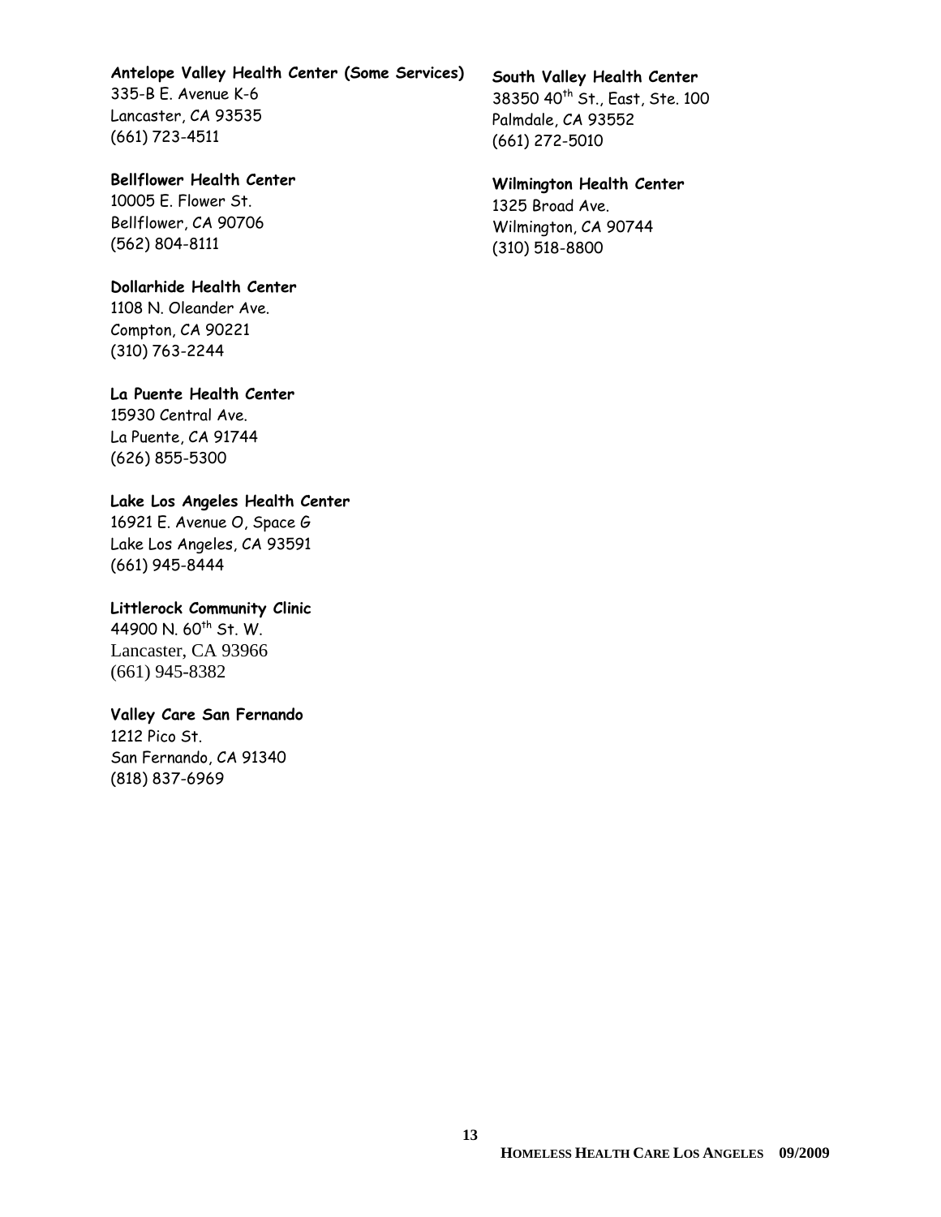**Antelope Valley Health Center (Some Services)**
335-B E. Avenue K-6
Lancaster, CA 93535
(661) 723-4511

**Bellflower Health Center**
10005 E. Flower St.
Bellflower, CA 90706
(562) 804-8111

**Dollarhide Health Center**
1108 N. Oleander Ave.
Compton, CA 90221
(310) 763-2244

**La Puente Health Center**
15930 Central Ave.
La Puente, CA 91744
(626) 855-5300

**Lake Los Angeles Health Center**
16921 E. Avenue O, Space G
Lake Los Angeles, CA 93591
(661) 945-8444

**Littlerock Community Clinic**
44900 N. 60th St. W.
Lancaster, CA 93966
(661) 945-8382

**Valley Care San Fernando**
1212 Pico St.
San Fernando, CA 91340
(818) 837-6969

**South Valley Health Center**
38350 40th St., East, Ste. 100
Palmdale, CA 93552
(661) 272-5010

**Wilmington Health Center**
1325 Broad Ave.
Wilmington, CA 90744
(310) 518-8800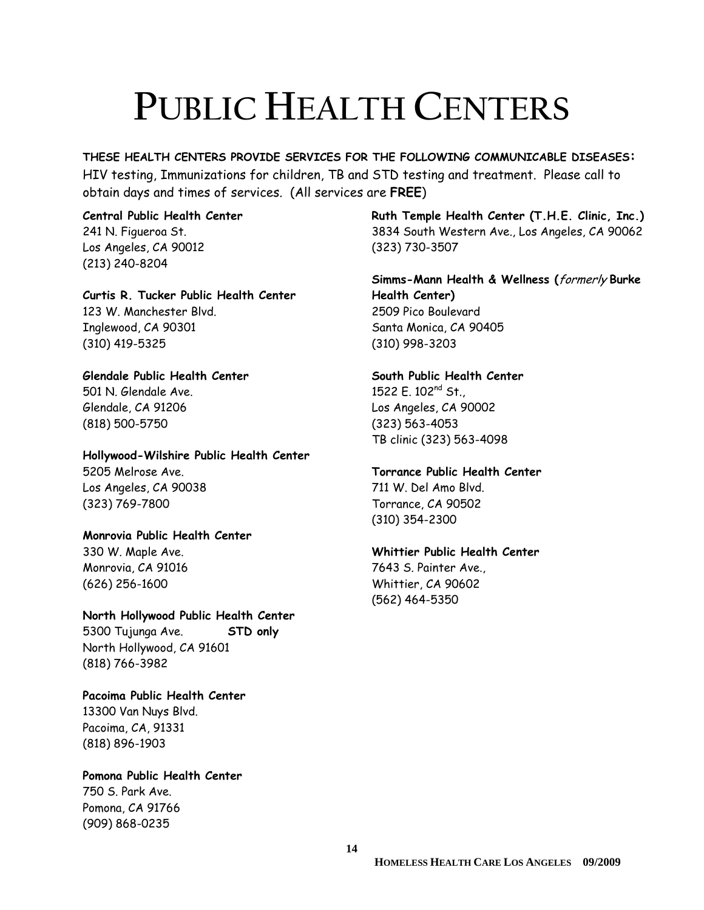# PUBLIC HEALTH CENTERS

**THESE HEALTH CENTERS PROVIDE SERVICES FOR THE FOLLOWING COMMUNICABLE DISEASES:** HIV testing, Immunizations for children, TB and STD testing and treatment. Please call to obtain days and times of services. (All services are **FREE**)

**Central Public Health Center**
241 N. Figueroa St.
Los Angeles, CA 90012
(213) 240-8204

**Curtis R. Tucker Public Health Center**
123 W. Manchester Blvd.
Inglewood, CA 90301
(310) 419-5325

**Glendale Public Health Center**
501 N. Glendale Ave.
Glendale, CA 91206
(818) 500-5750

**Hollywood-Wilshire Public Health Center**
5205 Melrose Ave.
Los Angeles, CA 90038
(323) 769-7800

**Monrovia Public Health Center**
330 W. Maple Ave.
Monrovia, CA 91016
(626) 256-1600

**North Hollywood Public Health Center**
5300 Tujunga Ave. **STD only**
North Hollywood, CA 91601
(818) 766-3982

**Pacoima Public Health Center**
13300 Van Nuys Blvd.
Pacoima, CA, 91331
(818) 896-1903

**Pomona Public Health Center**
750 S. Park Ave.
Pomona, CA 91766
(909) 868-0235

**Ruth Temple Health Center (T.H.E. Clinic, Inc.)**
3834 South Western Ave., Los Angeles, CA 90062
(323) 730-3507

**Simms-Mann Health & Wellness (*formerly* Burke Health Center)**
2509 Pico Boulevard
Santa Monica, CA 90405
(310) 998-3203

**South Public Health Center**
1522 E. 102nd St.,
Los Angeles, CA 90002
(323) 563-4053
TB clinic (323) 563-4098

**Torrance Public Health Center**
711 W. Del Amo Blvd.
Torrance, CA 90502
(310) 354-2300

**Whittier Public Health Center**
7643 S. Painter Ave.,
Whittier, CA 90602
(562) 464-5350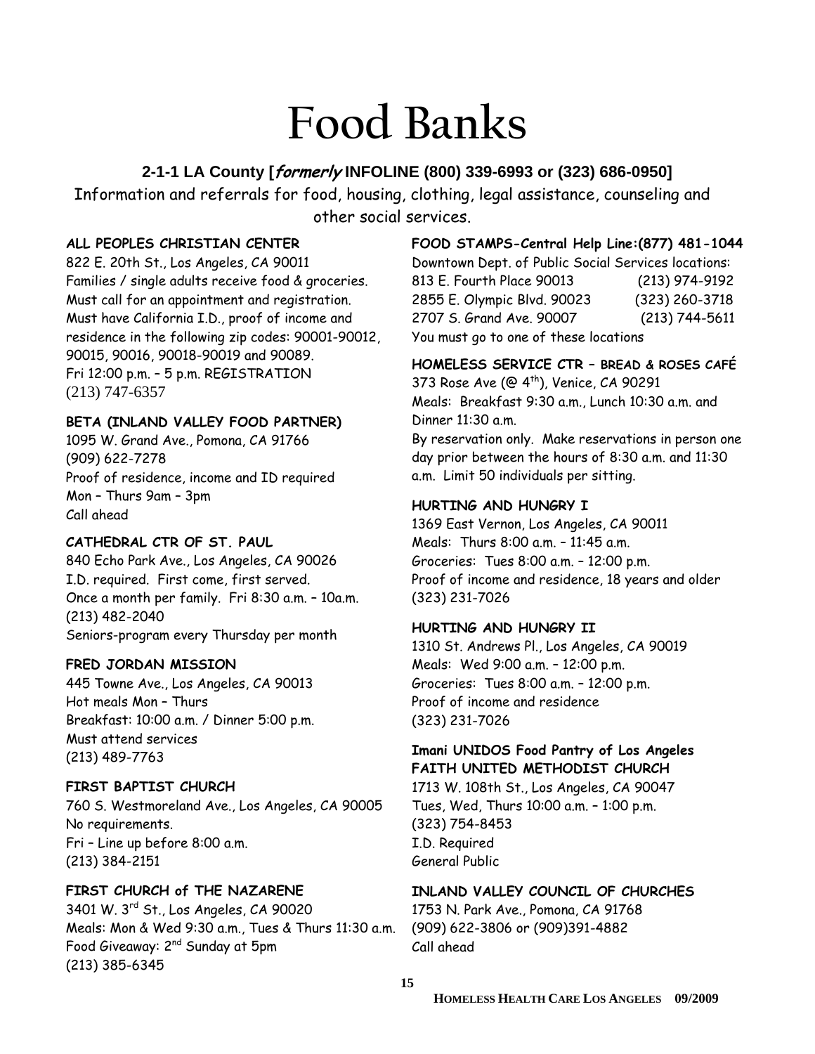# Food Banks

**2-1-1 LA County [*formerly* INFOLINE (800) 339-6993 or (323) 686-0950]**

Information and referrals for food, housing, clothing, legal assistance, counseling and other social services.

**ALL PEOPLES CHRISTIAN CENTER**
822 E. 20th St., Los Angeles, CA 90011
Families / single adults receive food & groceries.
Must call for an appointment and registration.
Must have California I.D., proof of income and residence in the following zip codes: 90001-90012, 90015, 90016, 90018-90019 and 90089.
Fri 12:00 p.m. – 5 p.m. REGISTRATION
(213) 747-6357

**BETA (INLAND VALLEY FOOD PARTNER)**
1095 W. Grand Ave., Pomona, CA 91766
(909) 622-7278
Proof of residence, income and ID required
Mon – Thurs 9am – 3pm
Call ahead

**CATHEDRAL CTR OF ST. PAUL**
840 Echo Park Ave., Los Angeles, CA 90026
I.D. required. First come, first served.
Once a month per family. Fri 8:30 a.m. – 10a.m.
(213) 482-2040
Seniors-program every Thursday per month

**FRED JORDAN MISSION**
445 Towne Ave., Los Angeles, CA 90013
Hot meals Mon – Thurs
Breakfast: 10:00 a.m. / Dinner 5:00 p.m.
Must attend services
(213) 489-7763

**FIRST BAPTIST CHURCH**
760 S. Westmoreland Ave., Los Angeles, CA 90005
No requirements.
Fri – Line up before 8:00 a.m.
(213) 384-2151

**FIRST CHURCH of THE NAZARENE**
3401 W. 3rd St., Los Angeles, CA 90020
Meals: Mon & Wed 9:30 a.m., Tues & Thurs 11:30 a.m.
Food Giveaway: 2nd Sunday at 5pm
(213) 385-6345

**FOOD STAMPS-Central Help Line:(877) 481-1044**
Downtown Dept. of Public Social Services locations:
813 E. Fourth Place 90013 (213) 974-9192
2855 E. Olympic Blvd. 90023 (323) 260-3718
2707 S. Grand Ave. 90007 (213) 744-5611
You must go to one of these locations

**HOMELESS SERVICE CTR – BREAD & ROSES CAFÉ**
373 Rose Ave (@ 4th), Venice, CA 90291
Meals: Breakfast 9:30 a.m., Lunch 10:30 a.m. and Dinner 11:30 a.m.
By reservation only. Make reservations in person one day prior between the hours of 8:30 a.m. and 11:30 a.m. Limit 50 individuals per sitting.

**HURTING AND HUNGRY I**
1369 East Vernon, Los Angeles, CA 90011
Meals: Thurs 8:00 a.m. – 11:45 a.m.
Groceries: Tues 8:00 a.m. – 12:00 p.m.
Proof of income and residence, 18 years and older
(323) 231-7026

**HURTING AND HUNGRY II**
1310 St. Andrews Pl., Los Angeles, CA 90019
Meals: Wed 9:00 a.m. – 12:00 p.m.
Groceries: Tues 8:00 a.m. – 12:00 p.m.
Proof of income and residence
(323) 231-7026

**Imani UNIDOS Food Pantry of Los Angeles**
**FAITH UNITED METHODIST CHURCH**
1713 W. 108th St., Los Angeles, CA 90047
Tues, Wed, Thurs 10:00 a.m. – 1:00 p.m.
(323) 754-8453
I.D. Required
General Public

**INLAND VALLEY COUNCIL OF CHURCHES**
1753 N. Park Ave., Pomona, CA 91768
(909) 622-3806 or (909)391-4882
Call ahead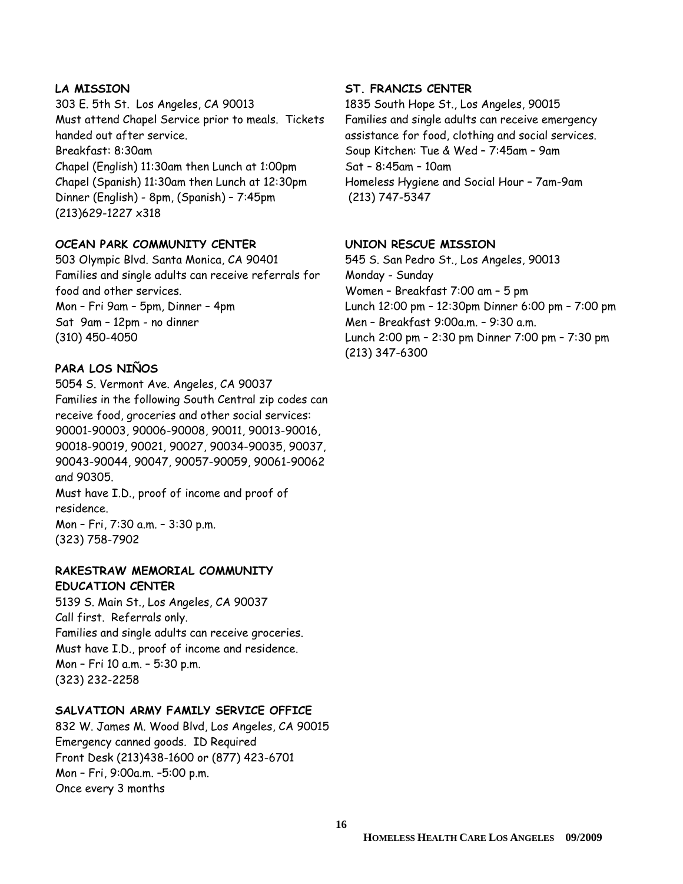**LA MISSION**

303 E. 5th St. Los Angeles, CA 90013
Must attend Chapel Service prior to meals. Tickets handed out after service.
Breakfast: 8:30am
Chapel (English) 11:30am then Lunch at 1:00pm
Chapel (Spanish) 11:30am then Lunch at 12:30pm
Dinner (English) - 8pm, (Spanish) – 7:45pm
(213)629-1227 x318

**OCEAN PARK COMMUNITY CENTER**

503 Olympic Blvd. Santa Monica, CA 90401
Families and single adults can receive referrals for food and other services.
Mon – Fri 9am – 5pm, Dinner – 4pm
Sat 9am – 12pm - no dinner
(310) 450-4050

**PARA LOS NIÑOS**

5054 S. Vermont Ave. Angeles, CA 90037
Families in the following South Central zip codes can receive food, groceries and other social services: 90001-90003, 90006-90008, 90011, 90013-90016, 90018-90019, 90021, 90027, 90034-90035, 90037, 90043-90044, 90047, 90057-90059, 90061-90062 and 90305.
Must have I.D., proof of income and proof of residence.
Mon – Fri, 7:30 a.m. – 3:30 p.m.
(323) 758-7902

**RAKESTRAW MEMORIAL COMMUNITY EDUCATION CENTER**

5139 S. Main St., Los Angeles, CA 90037
Call first. Referrals only.
Families and single adults can receive groceries.
Must have I.D., proof of income and residence.
Mon – Fri 10 a.m. – 5:30 p.m.
(323) 232-2258

**SALVATION ARMY FAMILY SERVICE OFFICE**

832 W. James M. Wood Blvd, Los Angeles, CA 90015
Emergency canned goods. ID Required
Front Desk (213)438-1600 or (877) 423-6701
Mon – Fri, 9:00a.m. –5:00 p.m.
Once every 3 months

**ST. FRANCIS CENTER**

1835 South Hope St., Los Angeles, 90015
Families and single adults can receive emergency assistance for food, clothing and social services.
Soup Kitchen: Tue & Wed – 7:45am – 9am
Sat – 8:45am – 10am
Homeless Hygiene and Social Hour – 7am-9am
(213) 747-5347

**UNION RESCUE MISSION**

545 S. San Pedro St., Los Angeles, 90013
Monday - Sunday
Women – Breakfast 7:00 am – 5 pm
Lunch 12:00 pm – 12:30pm Dinner 6:00 pm – 7:00 pm
Men – Breakfast 9:00a.m. – 9:30 a.m.
Lunch 2:00 pm – 2:30 pm Dinner 7:00 pm – 7:30 pm
(213) 347-6300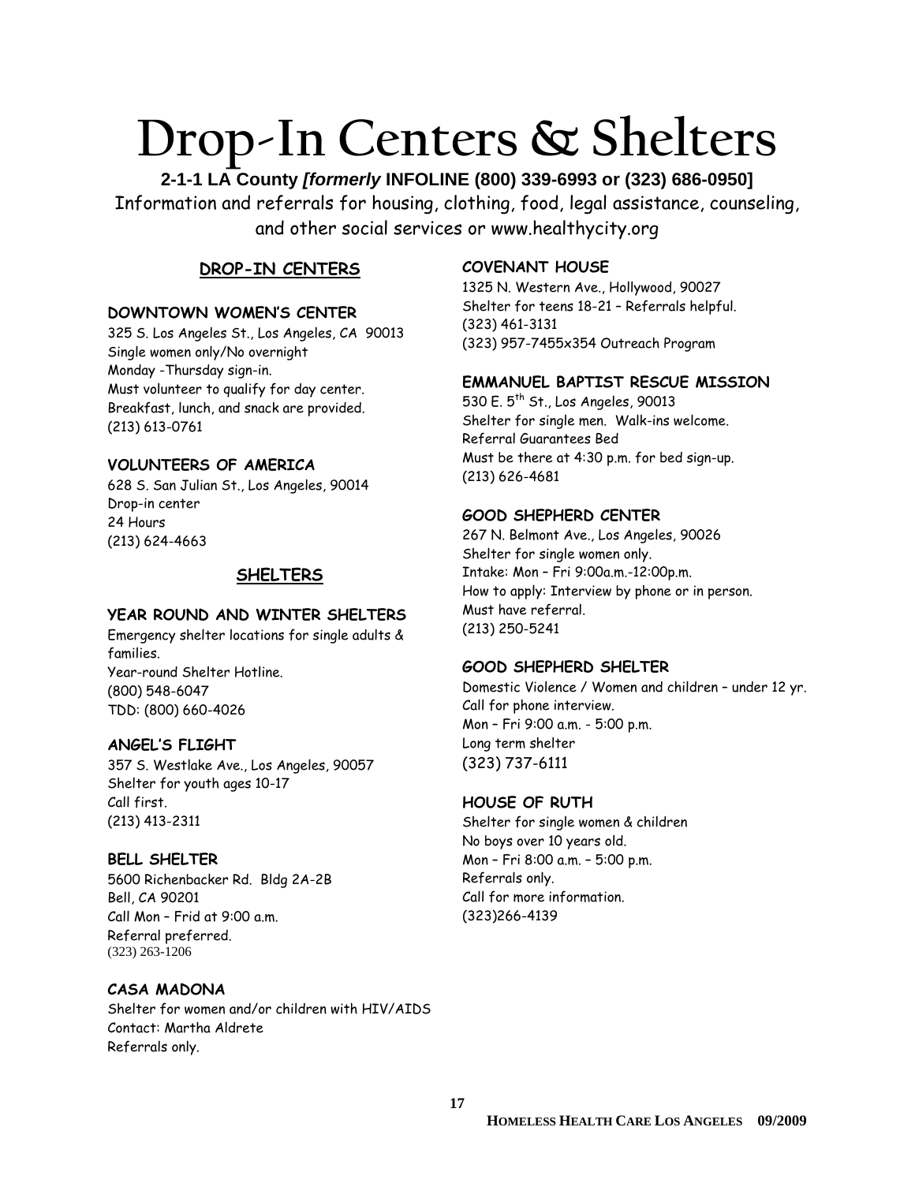# Drop-In Centers & Shelters

**2-1-1 LA County *[formerly* INFOLINE (800) 339-6993 or (323) 686-0950]**

Information and referrals for housing, clothing, food, legal assistance, counseling, and other social services or www.healthycity.org

## DROP-IN CENTERS

### DOWNTOWN WOMEN'S CENTER

325 S. Los Angeles St., Los Angeles, CA 90013
Single women only/No overnight
Monday -Thursday sign-in.
Must volunteer to qualify for day center.
Breakfast, lunch, and snack are provided.
(213) 613-0761

### VOLUNTEERS OF AMERICA

628 S. San Julian St., Los Angeles, 90014
Drop-in center
24 Hours
(213) 624-4663

## SHELTERS

### YEAR ROUND AND WINTER SHELTERS

Emergency shelter locations for single adults & families.
Year-round Shelter Hotline.
(800) 548-6047
TDD: (800) 660-4026

### ANGEL'S FLIGHT

357 S. Westlake Ave., Los Angeles, 90057
Shelter for youth ages 10-17
Call first.
(213) 413-2311

### BELL SHELTER

5600 Richenbacker Rd. Bldg 2A-2B
Bell, CA 90201
Call Mon – Frid at 9:00 a.m.
Referral preferred.
(323) 263-1206

### CASA MADONA

Shelter for women and/or children with HIV/AIDS
Contact: Martha Aldrete
Referrals only.

### COVENANT HOUSE

1325 N. Western Ave., Hollywood, 90027
Shelter for teens 18-21 – Referrals helpful.
(323) 461-3131
(323) 957-7455x354 Outreach Program

### EMMANUEL BAPTIST RESCUE MISSION

530 E. 5th St., Los Angeles, 90013
Shelter for single men. Walk-ins welcome.
Referral Guarantees Bed
Must be there at 4:30 p.m. for bed sign-up.
(213) 626-4681

### GOOD SHEPHERD CENTER

267 N. Belmont Ave., Los Angeles, 90026
Shelter for single women only.
Intake: Mon – Fri 9:00a.m.-12:00p.m.
How to apply: Interview by phone or in person.
Must have referral.
(213) 250-5241

### GOOD SHEPHERD SHELTER

Domestic Violence / Women and children – under 12 yr.
Call for phone interview.
Mon – Fri 9:00 a.m. - 5:00 p.m.
Long term shelter
(323) 737-6111

### HOUSE OF RUTH

Shelter for single women & children
No boys over 10 years old.
Mon – Fri 8:00 a.m. – 5:00 p.m.
Referrals only.
Call for more information.
(323)266-4139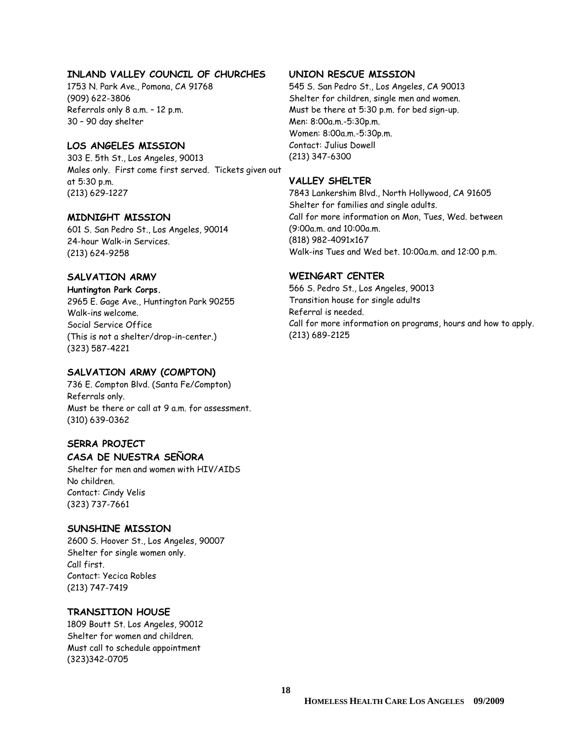## INLAND VALLEY COUNCIL OF CHURCHES

1753 N. Park Ave., Pomona, CA 91768
(909) 622-3806
Referrals only 8 a.m. – 12 p.m.
30 – 90 day shelter

## LOS ANGELES MISSION

303 E. 5th St., Los Angeles, 90013
Males only. First come first served. Tickets given out at 5:30 p.m.
(213) 629-1227

## MIDNIGHT MISSION

601 S. San Pedro St., Los Angeles, 90014
24-hour Walk-in Services.
(213) 624-9258

## SALVATION ARMY

**Huntington Park Corps.**
2965 E. Gage Ave., Huntington Park 90255
Walk-ins welcome.
Social Service Office
(This is not a shelter/drop-in-center.)
(323) 587-4221

## SALVATION ARMY (COMPTON)

736 E. Compton Blvd. (Santa Fe/Compton)
Referrals only.
Must be there or call at 9 a.m. for assessment.
(310) 639-0362

## SERRA PROJECT
## CASA DE NUESTRA SEÑORA

Shelter for men and women with HIV/AIDS
No children.
Contact: Cindy Velis
(323) 737-7661

## SUNSHINE MISSION

2600 S. Hoover St., Los Angeles, 90007
Shelter for single women only.
Call first.
Contact: Yecica Robles
(213) 747-7419

## TRANSITION HOUSE

1809 Boutt St. Los Angeles, 90012
Shelter for women and children.
Must call to schedule appointment
(323)342-0705

## UNION RESCUE MISSION

545 S. San Pedro St., Los Angeles, CA 90013
Shelter for children, single men and women.
Must be there at 5:30 p.m. for bed sign-up.
Men: 8:00a.m.-5:30p.m.
Women: 8:00a.m.-5:30p.m.
Contact: Julius Dowell
(213) 347-6300

## VALLEY SHELTER

7843 Lankershim Blvd., North Hollywood, CA 91605
Shelter for families and single adults.
Call for more information on Mon, Tues, Wed. between (9:00a.m. and 10:00a.m.
(818) 982-4091x167
Walk-ins Tues and Wed bet. 10:00a.m. and 12:00 p.m.

## WEINGART CENTER

566 S. Pedro St., Los Angeles, 90013
Transition house for single adults
Referral is needed.
Call for more information on programs, hours and how to apply.
(213) 689-2125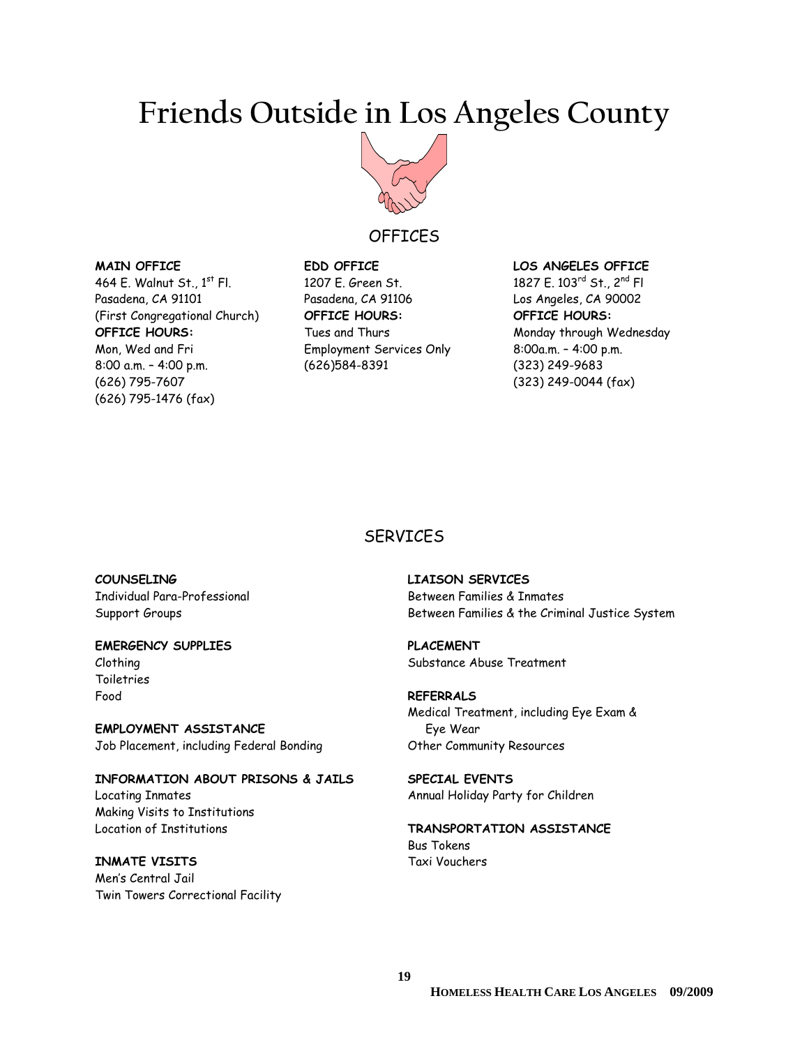# Friends Outside in Los Angeles County

## OFFICES

**MAIN OFFICE**
464 E. Walnut St., 1st Fl.
Pasadena, CA 91101
(First Congregational Church)
**OFFICE HOURS:**
Mon, Wed and Fri
8:00 a.m. – 4:00 p.m.
(626) 795-7607
(626) 795-1476 (fax)

**EDD OFFICE**
1207 E. Green St.
Pasadena, CA 91106
**OFFICE HOURS:**
Tues and Thurs
Employment Services Only
(626)584-8391

**LOS ANGELES OFFICE**
1827 E. 103rd St., 2nd Fl
Los Angeles, CA 90002
**OFFICE HOURS:**
Monday through Wednesday
8:00a.m. – 4:00 p.m.
(323) 249-9683
(323) 249-0044 (fax)

## SERVICES

**COUNSELING**
Individual Para-Professional
Support Groups

**EMERGENCY SUPPLIES**
Clothing
Toiletries
Food

**EMPLOYMENT ASSISTANCE**
Job Placement, including Federal Bonding

**INFORMATION ABOUT PRISONS & JAILS**
Locating Inmates
Making Visits to Institutions
Location of Institutions

**INMATE VISITS**
Men's Central Jail
Twin Towers Correctional Facility

**LIAISON SERVICES**
Between Families & Inmates
Between Families & the Criminal Justice System

**PLACEMENT**
Substance Abuse Treatment

**REFERRALS**
Medical Treatment, including Eye Exam & Eye Wear
Other Community Resources

**SPECIAL EVENTS**
Annual Holiday Party for Children

**TRANSPORTATION ASSISTANCE**
Bus Tokens
Taxi Vouchers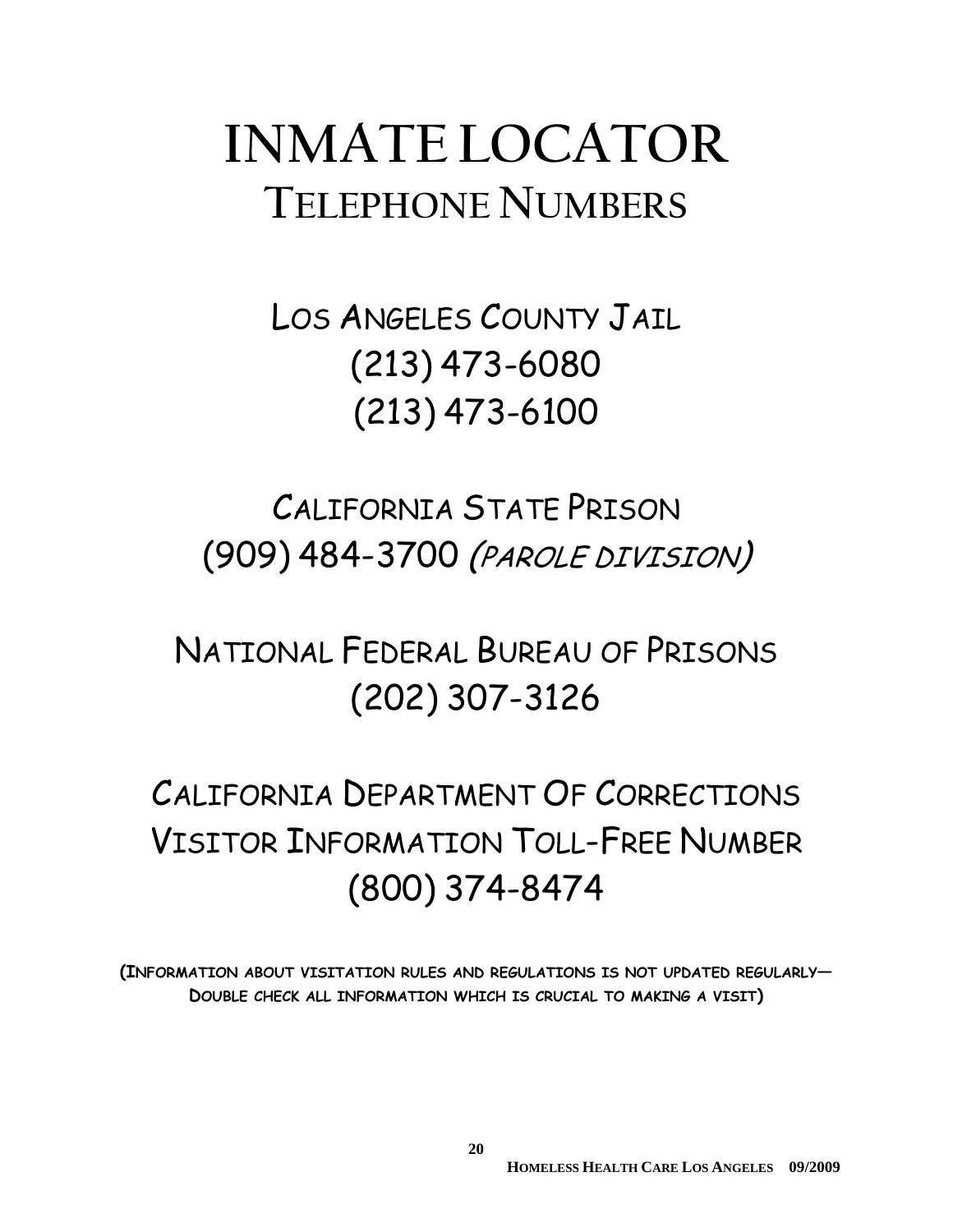# INMATE LOCATOR
## TELEPHONE NUMBERS

LOS ANGELES COUNTY JAIL
(213) 473-6080
(213) 473-6100

CALIFORNIA STATE PRISON
(909) 484-3700 *(PAROLE DIVISION)*

NATIONAL FEDERAL BUREAU OF PRISONS
(202) 307-3126

CALIFORNIA DEPARTMENT OF CORRECTIONS
VISITOR INFORMATION TOLL-FREE NUMBER
(800) 374-8474

**(INFORMATION ABOUT VISITATION RULES AND REGULATIONS IS NOT UPDATED REGULARLY— DOUBLE CHECK ALL INFORMATION WHICH IS CRUCIAL TO MAKING A VISIT)**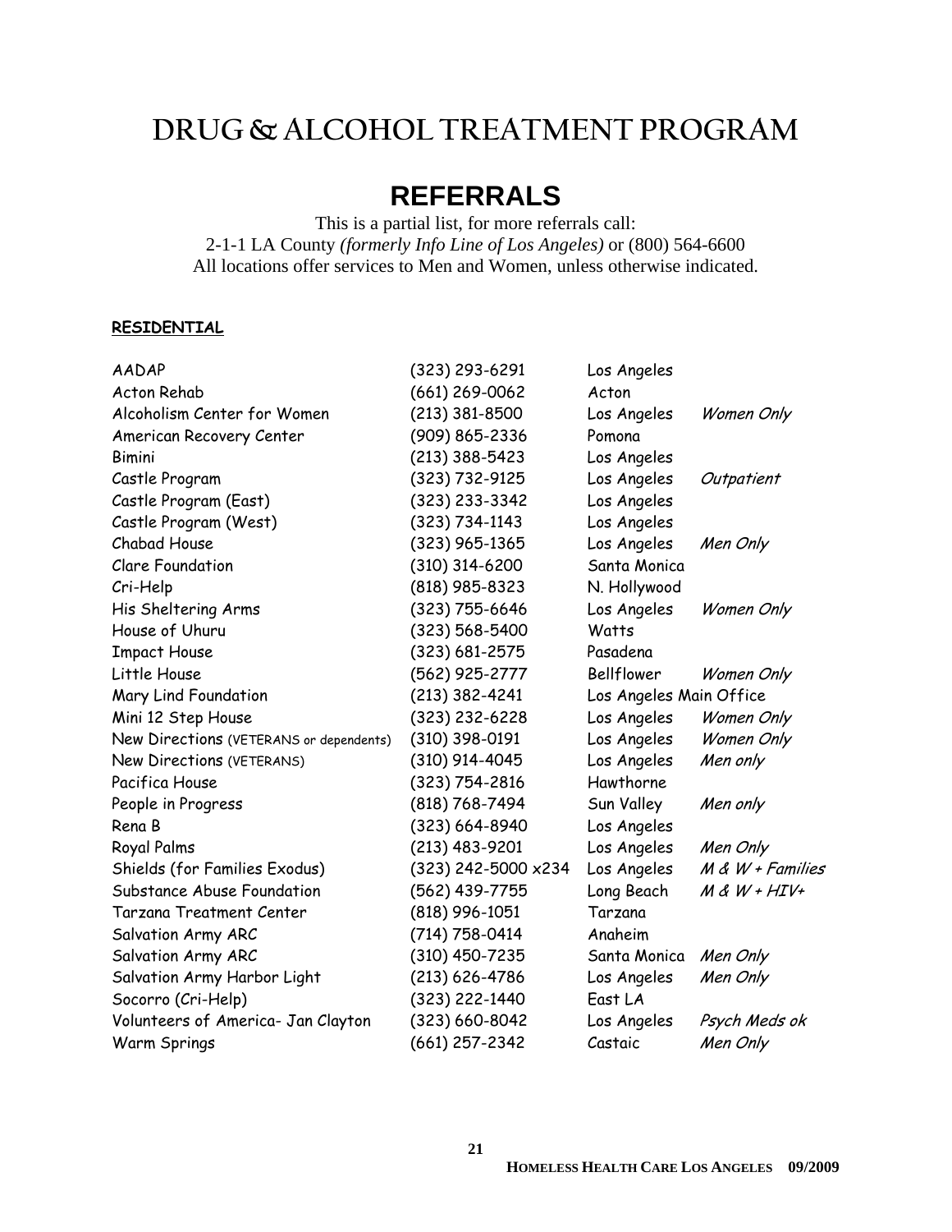# DRUG & ALCOHOL TREATMENT PROGRAM

## REFERRALS

This is a partial list, for more referrals call:
2-1-1 LA County *(formerly Info Line of Los Angeles)* or (800) 564-6600
All locations offer services to Men and Women, unless otherwise indicated.

**RESIDENTIAL**

| Name | Phone | Location | Notes |
|---|---|---|---|
| AADAP | (323) 293-6291 | Los Angeles | |
| Acton Rehab | (661) 269-0062 | Acton | |
| Alcoholism Center for Women | (213) 381-8500 | Los Angeles | *Women Only* |
| American Recovery Center | (909) 865-2336 | Pomona | |
| Bimini | (213) 388-5423 | Los Angeles | |
| Castle Program | (323) 732-9125 | Los Angeles | *Outpatient* |
| Castle Program (East) | (323) 233-3342 | Los Angeles | |
| Castle Program (West) | (323) 734-1143 | Los Angeles | |
| Chabad House | (323) 965-1365 | Los Angeles | *Men Only* |
| Clare Foundation | (310) 314-6200 | Santa Monica | |
| Cri-Help | (818) 985-8323 | N. Hollywood | |
| His Sheltering Arms | (323) 755-6646 | Los Angeles | *Women Only* |
| House of Uhuru | (323) 568-5400 | Watts | |
| Impact House | (323) 681-2575 | Pasadena | |
| Little House | (562) 925-2777 | Bellflower | *Women Only* |
| Mary Lind Foundation | (213) 382-4241 | Los Angeles Main Office | |
| Mini 12 Step House | (323) 232-6228 | Los Angeles | *Women Only* |
| New Directions (VETERANS or dependents) | (310) 398-0191 | Los Angeles | *Women Only* |
| New Directions (VETERANS) | (310) 914-4045 | Los Angeles | *Men only* |
| Pacifica House | (323) 754-2816 | Hawthorne | |
| People in Progress | (818) 768-7494 | Sun Valley | *Men only* |
| Rena B | (323) 664-8940 | Los Angeles | |
| Royal Palms | (213) 483-9201 | Los Angeles | *Men Only* |
| Shields (for Families Exodus) | (323) 242-5000 x234 | Los Angeles | *M & W + Families* |
| Substance Abuse Foundation | (562) 439-7755 | Long Beach | *M & W + HIV+* |
| Tarzana Treatment Center | (818) 996-1051 | Tarzana | |
| Salvation Army ARC | (714) 758-0414 | Anaheim | |
| Salvation Army ARC | (310) 450-7235 | Santa Monica | *Men Only* |
| Salvation Army Harbor Light | (213) 626-4786 | Los Angeles | *Men Only* |
| Socorro (Cri-Help) | (323) 222-1440 | East LA | |
| Volunteers of America- Jan Clayton | (323) 660-8042 | Los Angeles | *Psych Meds ok* |
| Warm Springs | (661) 257-2342 | Castaic | *Men Only* |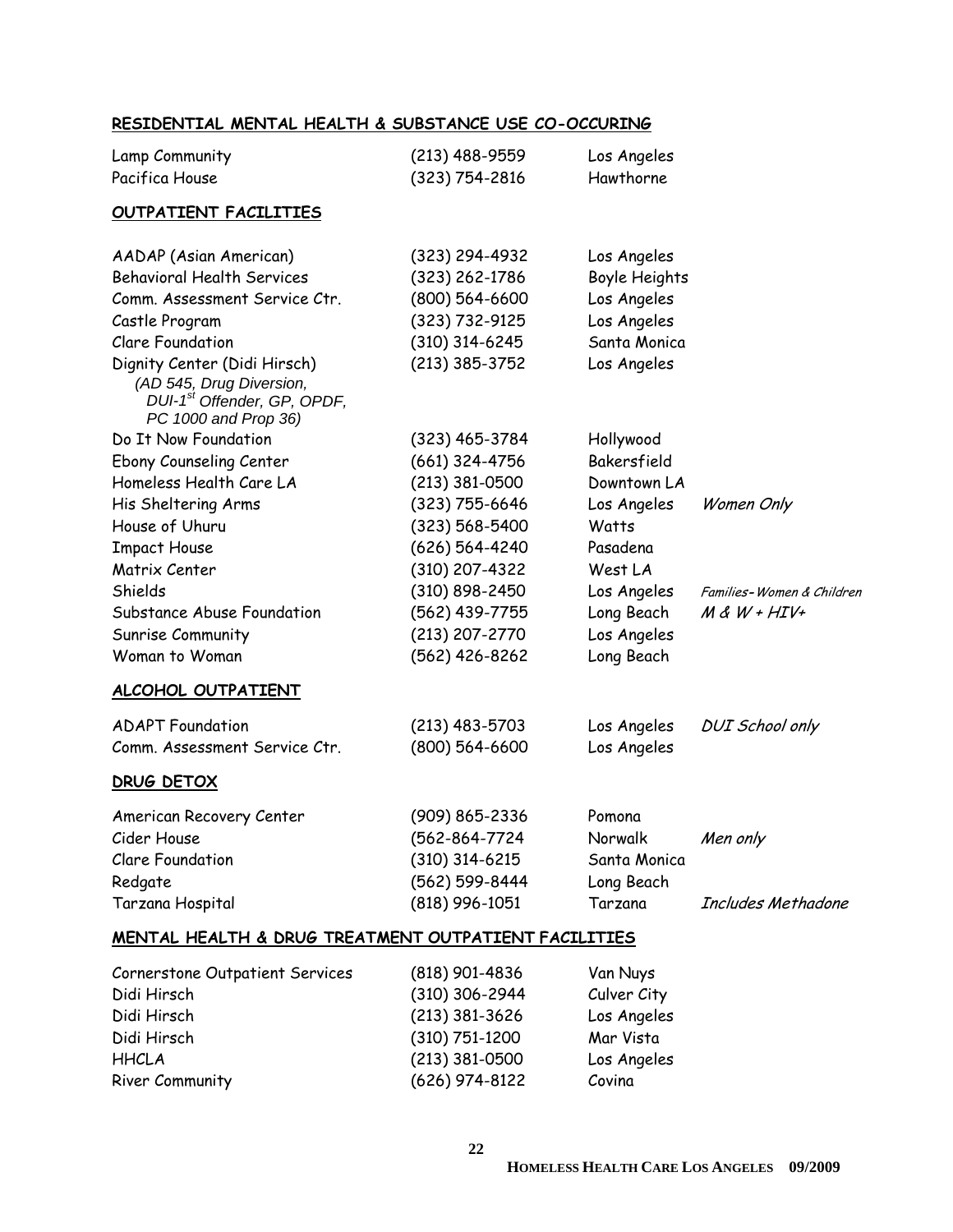## RESIDENTIAL MENTAL HEALTH & SUBSTANCE USE CO-OCCURING

| | | | |
|---|---|---|---|
| Lamp Community | (213) 488-9559 | Los Angeles | |
| Pacifica House | (323) 754-2816 | Hawthorne | |

## OUTPATIENT FACILITIES

| | | | |
|---|---|---|---|
| AADAP (Asian American) | (323) 294-4932 | Los Angeles | |
| Behavioral Health Services | (323) 262-1786 | Boyle Heights | |
| Comm. Assessment Service Ctr. | (800) 564-6600 | Los Angeles | |
| Castle Program | (323) 732-9125 | Los Angeles | |
| Clare Foundation | (310) 314-6245 | Santa Monica | |
| Dignity Center (Didi Hirsch) *(AD 545, Drug Diversion, DUI-1st Offender, GP, OPDF, PC 1000 and Prop 36)* | (213) 385-3752 | Los Angeles | |
| Do It Now Foundation | (323) 465-3784 | Hollywood | |
| Ebony Counseling Center | (661) 324-4756 | Bakersfield | |
| Homeless Health Care LA | (213) 381-0500 | Downtown LA | |
| His Sheltering Arms | (323) 755-6646 | Los Angeles | *Women Only* |
| House of Uhuru | (323) 568-5400 | Watts | |
| Impact House | (626) 564-4240 | Pasadena | |
| Matrix Center | (310) 207-4322 | West LA | |
| Shields | (310) 898-2450 | Los Angeles | *Families- Women & Children* |
| Substance Abuse Foundation | (562) 439-7755 | Long Beach | *M & W + HIV+* |
| Sunrise Community | (213) 207-2770 | Los Angeles | |
| Woman to Woman | (562) 426-8262 | Long Beach | |

## ALCOHOL OUTPATIENT

| | | | |
|---|---|---|---|
| ADAPT Foundation | (213) 483-5703 | Los Angeles | *DUI School only* |
| Comm. Assessment Service Ctr. | (800) 564-6600 | Los Angeles | |

## DRUG DETOX

| | | | |
|---|---|---|---|
| American Recovery Center | (909) 865-2336 | Pomona | |
| Cider House | (562-864-7724 | Norwalk | *Men only* |
| Clare Foundation | (310) 314-6215 | Santa Monica | |
| Redgate | (562) 599-8444 | Long Beach | |
| Tarzana Hospital | (818) 996-1051 | Tarzana | *Includes Methadone* |

## MENTAL HEALTH & DRUG TREATMENT OUTPATIENT FACILITIES

| | | |
|---|---|---|
| Cornerstone Outpatient Services | (818) 901-4836 | Van Nuys |
| Didi Hirsch | (310) 306-2944 | Culver City |
| Didi Hirsch | (213) 381-3626 | Los Angeles |
| Didi Hirsch | (310) 751-1200 | Mar Vista |
| HHCLA | (213) 381-0500 | Los Angeles |
| River Community | (626) 974-8122 | Covina |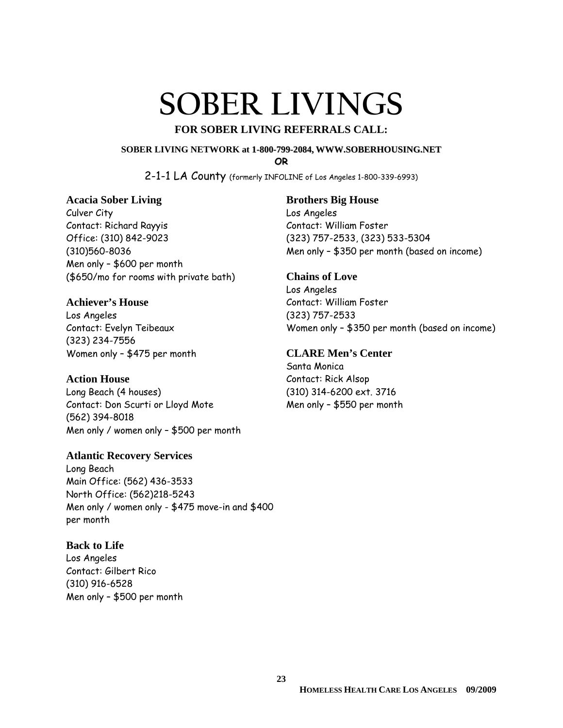# SOBER LIVINGS

**FOR SOBER LIVING REFERRALS CALL:**

**SOBER LIVING NETWORK at 1-800-799-2084, WWW.SOBERHOUSING.NET**

**OR**

2-1-1 LA County (formerly INFOLINE of Los Angeles 1-800-339-6993)

### Acacia Sober Living

Culver City
Contact: Richard Rayyis
Office: (310) 842-9023
(310)560-8036
Men only – $600 per month
($650/mo for rooms with private bath)

### Achiever's House

Los Angeles
Contact: Evelyn Teibeaux
(323) 234-7556
Women only – $475 per month

### Action House

Long Beach (4 houses)
Contact: Don Scurti or Lloyd Mote
(562) 394-8018
Men only / women only – $500 per month

### Atlantic Recovery Services

Long Beach
Main Office: (562) 436-3533
North Office: (562)218-5243
Men only / women only - $475 move-in and $400 per month

### Back to Life

Los Angeles
Contact: Gilbert Rico
(310) 916-6528
Men only – $500 per month

### Brothers Big House

Los Angeles
Contact: William Foster
(323) 757-2533, (323) 533-5304
Men only – $350 per month (based on income)

### Chains of Love

Los Angeles
Contact: William Foster
(323) 757-2533
Women only – $350 per month (based on income)

### CLARE Men's Center

Santa Monica
Contact: Rick Alsop
(310) 314-6200 ext. 3716
Men only – $550 per month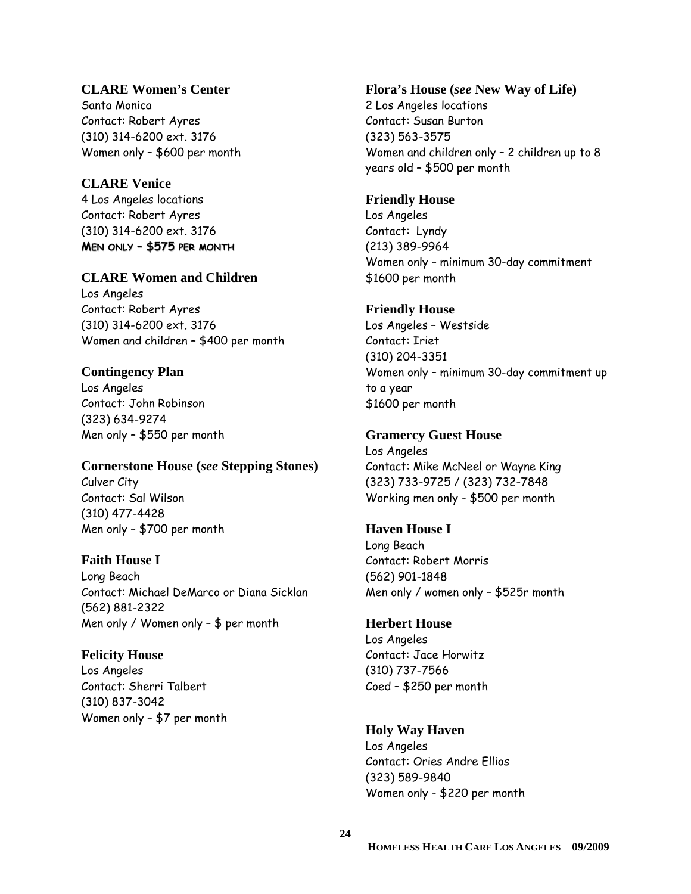**CLARE Women's Center**
Santa Monica
Contact: Robert Ayres
(310) 314-6200 ext. 3176
Women only – $600 per month

**CLARE Venice**
4 Los Angeles locations
Contact: Robert Ayres
(310) 314-6200 ext. 3176
**Men only – $575 per month**

**CLARE Women and Children**
Los Angeles
Contact: Robert Ayres
(310) 314-6200 ext. 3176
Women and children – $400 per month

**Contingency Plan**
Los Angeles
Contact: John Robinson
(323) 634-9274
Men only – $550 per month

**Cornerstone House (*see* Stepping Stones)**
Culver City
Contact: Sal Wilson
(310) 477-4428
Men only – $700 per month

**Faith House I**
Long Beach
Contact: Michael DeMarco or Diana Sicklan
(562) 881-2322
Men only / Women only – $ per month

**Felicity House**
Los Angeles
Contact: Sherri Talbert
(310) 837-3042
Women only – $7 per month

**Flora's House (*see* New Way of Life)**
2 Los Angeles locations
Contact: Susan Burton
(323) 563-3575
Women and children only – 2 children up to 8 years old – $500 per month

**Friendly House**
Los Angeles
Contact: Lyndy
(213) 389-9964
Women only – minimum 30-day commitment
$1600 per month

**Friendly House**
Los Angeles – Westside
Contact: Iriet
(310) 204-3351
Women only – minimum 30-day commitment up to a year
$1600 per month

**Gramercy Guest House**
Los Angeles
Contact: Mike McNeel or Wayne King
(323) 733-9725 / (323) 732-7848
Working men only - $500 per month

**Haven House I**
Long Beach
Contact: Robert Morris
(562) 901-1848
Men only / women only – $525r month

**Herbert House**
Los Angeles
Contact: Jace Horwitz
(310) 737-7566
Coed – $250 per month

**Holy Way Haven**
Los Angeles
Contact: Ories Andre Ellios
(323) 589-9840
Women only - $220 per month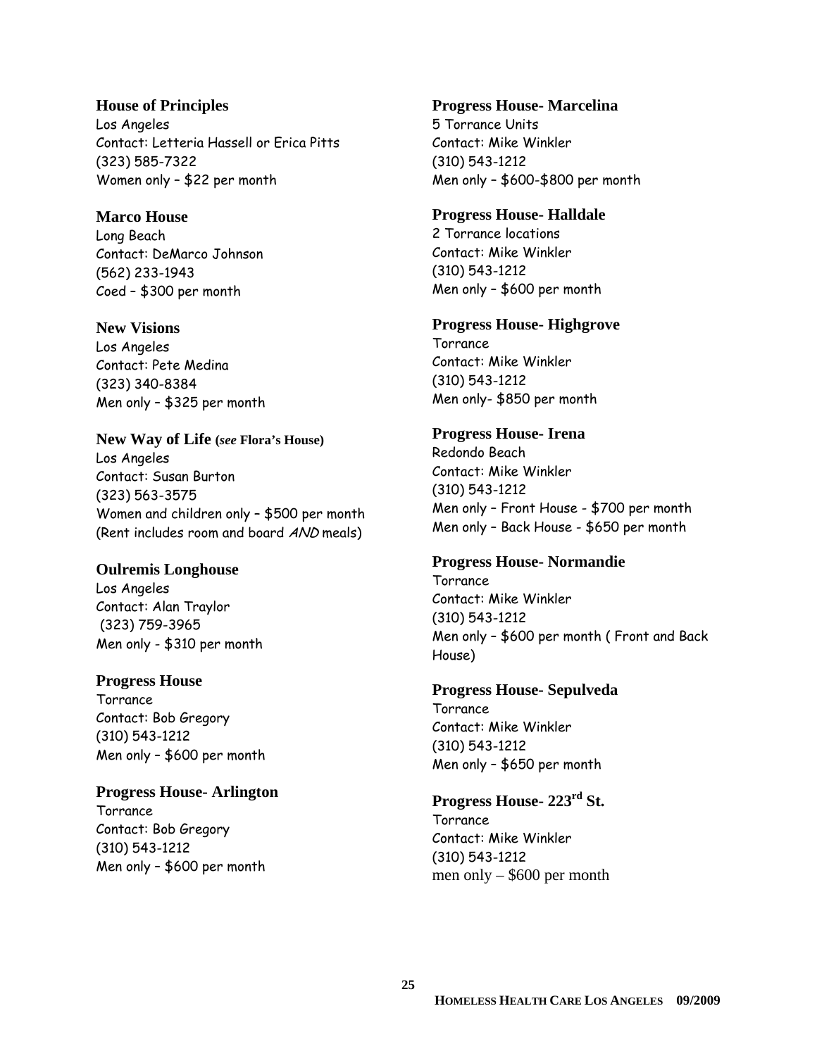**House of Principles**
Los Angeles
Contact: Letteria Hassell or Erica Pitts
(323) 585-7322
Women only – $22 per month

**Marco House**
Long Beach
Contact: DeMarco Johnson
(562) 233-1943
Coed – $300 per month

**New Visions**
Los Angeles
Contact: Pete Medina
(323) 340-8384
Men only – $325 per month

**New Way of Life** (*see* **Flora's House)**
Los Angeles
Contact: Susan Burton
(323) 563-3575
Women and children only – $500 per month
(Rent includes room and board *AND* meals)

**Oulremis Longhouse**
Los Angeles
Contact: Alan Traylor
(323) 759-3965
Men only - $310 per month

**Progress House**
Torrance
Contact: Bob Gregory
(310) 543-1212
Men only – $600 per month

**Progress House- Arlington**
Torrance
Contact: Bob Gregory
(310) 543-1212
Men only – $600 per month

**Progress House- Marcelina**
5 Torrance Units
Contact: Mike Winkler
(310) 543-1212
Men only – $600-$800 per month

**Progress House- Halldale**
2 Torrance locations
Contact: Mike Winkler
(310) 543-1212
Men only – $600 per month

**Progress House- Highgrove**
Torrance
Contact: Mike Winkler
(310) 543-1212
Men only- $850 per month

**Progress House- Irena**
Redondo Beach
Contact: Mike Winkler
(310) 543-1212
Men only – Front House - $700 per month
Men only – Back House - $650 per month

**Progress House- Normandie**
Torrance
Contact: Mike Winkler
(310) 543-1212
Men only – $600 per month ( Front and Back House)

**Progress House- Sepulveda**
Torrance
Contact: Mike Winkler
(310) 543-1212
Men only – $650 per month

**Progress House- 223rd St.**
Torrance
Contact: Mike Winkler
(310) 543-1212
men only – $600 per month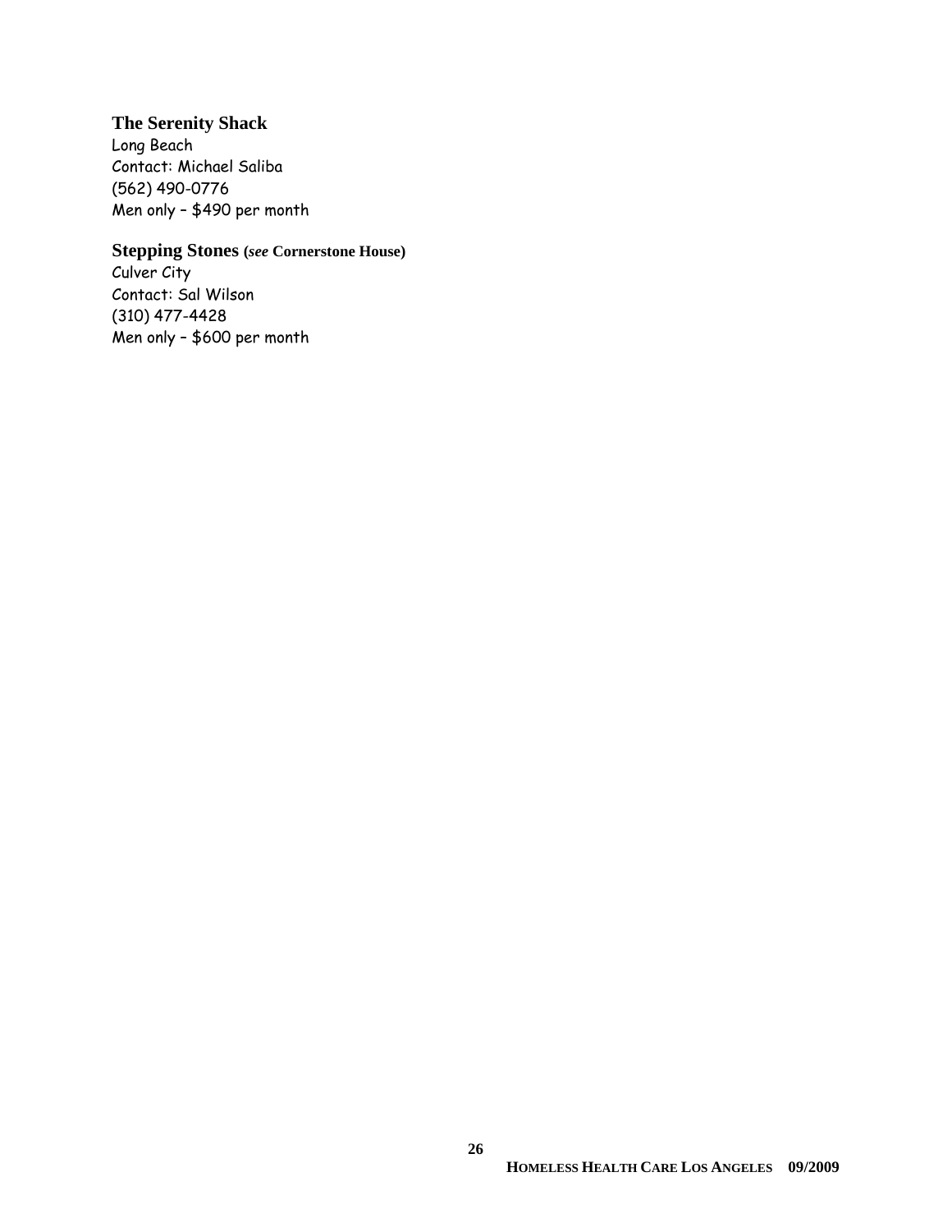**The Serenity Shack**
Long Beach
Contact: Michael Saliba
(562) 490-0776
Men only – $490 per month

**Stepping Stones (*see* Cornerstone House)**
Culver City
Contact: Sal Wilson
(310) 477-4428
Men only – $600 per month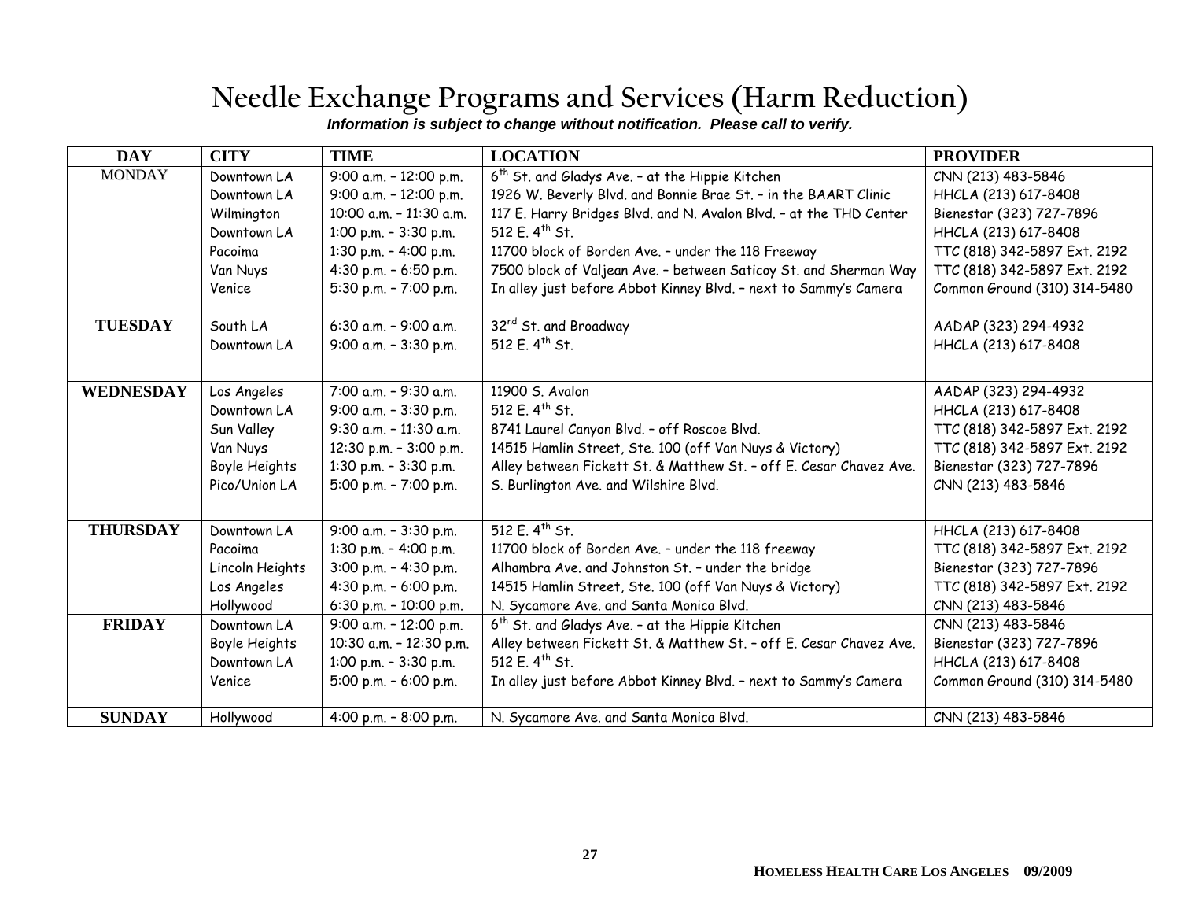# Needle Exchange Programs and Services (Harm Reduction)

***Information is subject to change without notification. Please call to verify.***

| DAY | CITY | TIME | LOCATION | PROVIDER |
|---|---|---|---|---|
| MONDAY | Downtown LA | 9:00 a.m. – 12:00 p.m. | 6th St. and Gladys Ave. – at the Hippie Kitchen | CNN (213) 483-5846 |
| | Downtown LA | 9:00 a.m. – 12:00 p.m. | 1926 W. Beverly Blvd. and Bonnie Brae St. – in the BAART Clinic | HHCLA (213) 617-8408 |
| | Wilmington | 10:00 a.m. – 11:30 a.m. | 117 E. Harry Bridges Blvd. and N. Avalon Blvd. – at the THD Center | Bienestar (323) 727-7896 |
| | Downtown LA | 1:00 p.m. – 3:30 p.m. | 512 E. 4th St. | HHCLA (213) 617-8408 |
| | Pacoima | 1:30 p.m. – 4:00 p.m. | 11700 block of Borden Ave. – under the 118 Freeway | TTC (818) 342-5897 Ext. 2192 |
| | Van Nuys | 4:30 p.m. – 6:50 p.m. | 7500 block of Valjean Ave. – between Saticoy St. and Sherman Way | TTC (818) 342-5897 Ext. 2192 |
| | Venice | 5:30 p.m. – 7:00 p.m. | In alley just before Abbot Kinney Blvd. – next to Sammy's Camera | Common Ground (310) 314-5480 |
| **TUESDAY** | South LA | 6:30 a.m. – 9:00 a.m. | 32nd St. and Broadway | AADAP (323) 294-4932 |
| | Downtown LA | 9:00 a.m. – 3:30 p.m. | 512 E. 4th St. | HHCLA (213) 617-8408 |
| **WEDNESDAY** | Los Angeles | 7:00 a.m. – 9:30 a.m. | 11900 S. Avalon | AADAP (323) 294-4932 |
| | Downtown LA | 9:00 a.m. – 3:30 p.m. | 512 E. 4th St. | HHCLA (213) 617-8408 |
| | Sun Valley | 9:30 a.m. – 11:30 a.m. | 8741 Laurel Canyon Blvd. – off Roscoe Blvd. | TTC (818) 342-5897 Ext. 2192 |
| | Van Nuys | 12:30 p.m. – 3:00 p.m. | 14515 Hamlin Street, Ste. 100 (off Van Nuys & Victory) | TTC (818) 342-5897 Ext. 2192 |
| | Boyle Heights | 1:30 p.m. – 3:30 p.m. | Alley between Fickett St. & Matthew St. – off E. Cesar Chavez Ave. | Bienestar (323) 727-7896 |
| | Pico/Union LA | 5:00 p.m. – 7:00 p.m. | S. Burlington Ave. and Wilshire Blvd. | CNN (213) 483-5846 |
| **THURSDAY** | Downtown LA | 9:00 a.m. – 3:30 p.m. | 512 E. 4th St. | HHCLA (213) 617-8408 |
| | Pacoima | 1:30 p.m. – 4:00 p.m. | 11700 block of Borden Ave. – under the 118 freeway | TTC (818) 342-5897 Ext. 2192 |
| | Lincoln Heights | 3:00 p.m. – 4:30 p.m. | Alhambra Ave. and Johnston St. – under the bridge | Bienestar (323) 727-7896 |
| | Los Angeles | 4:30 p.m. – 6:00 p.m. | 14515 Hamlin Street, Ste. 100 (off Van Nuys & Victory) | TTC (818) 342-5897 Ext. 2192 |
| | Hollywood | 6:30 p.m. – 10:00 p.m. | N. Sycamore Ave. and Santa Monica Blvd. | CNN (213) 483-5846 |
| **FRIDAY** | Downtown LA | 9:00 a.m. – 12:00 p.m. | 6th St. and Gladys Ave. – at the Hippie Kitchen | CNN (213) 483-5846 |
| | Boyle Heights | 10:30 a.m. – 12:30 p.m. | Alley between Fickett St. & Matthew St. – off E. Cesar Chavez Ave. | Bienestar (323) 727-7896 |
| | Downtown LA | 1:00 p.m. – 3:30 p.m. | 512 E. 4th St. | HHCLA (213) 617-8408 |
| | Venice | 5:00 p.m. – 6:00 p.m. | In alley just before Abbot Kinney Blvd. – next to Sammy's Camera | Common Ground (310) 314-5480 |
| **SUNDAY** | Hollywood | 4:00 p.m. – 8:00 p.m. | N. Sycamore Ave. and Santa Monica Blvd. | CNN (213) 483-5846 |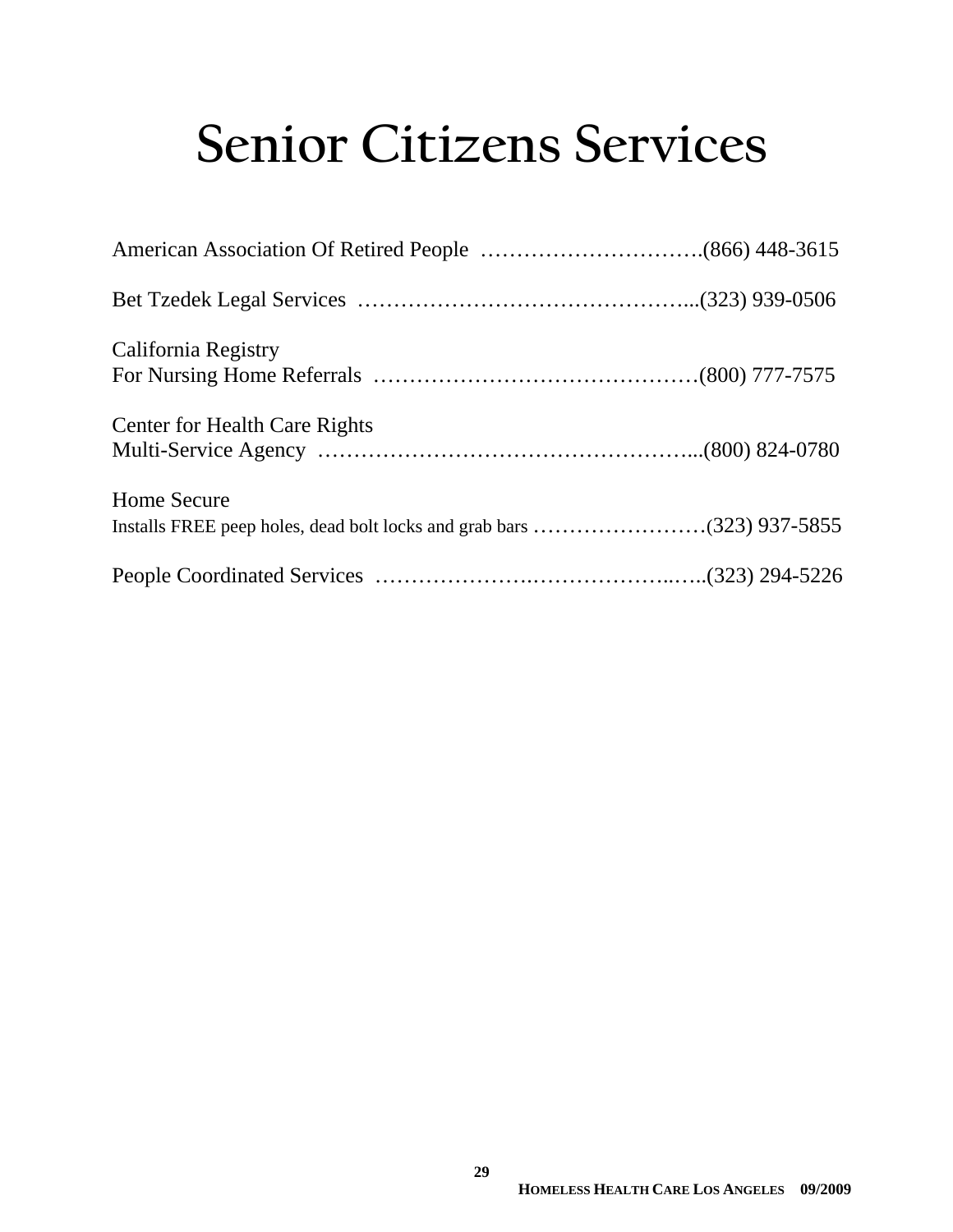# Senior Citizens Services

American Association Of Retired People …………………………….(866) 448-3615

Bet Tzedek Legal Services ………………………………………...(323) 939-0506

California Registry
For Nursing Home Referrals ………………………………………(800) 777-7575

Center for Health Care Rights
Multi-Service Agency ……………………………………………...(800) 824-0780

Home Secure
Installs FREE peep holes, dead bolt locks and grab bars ……………………(323) 937-5855

People Coordinated Services ………………….………………..…..(323) 294-5226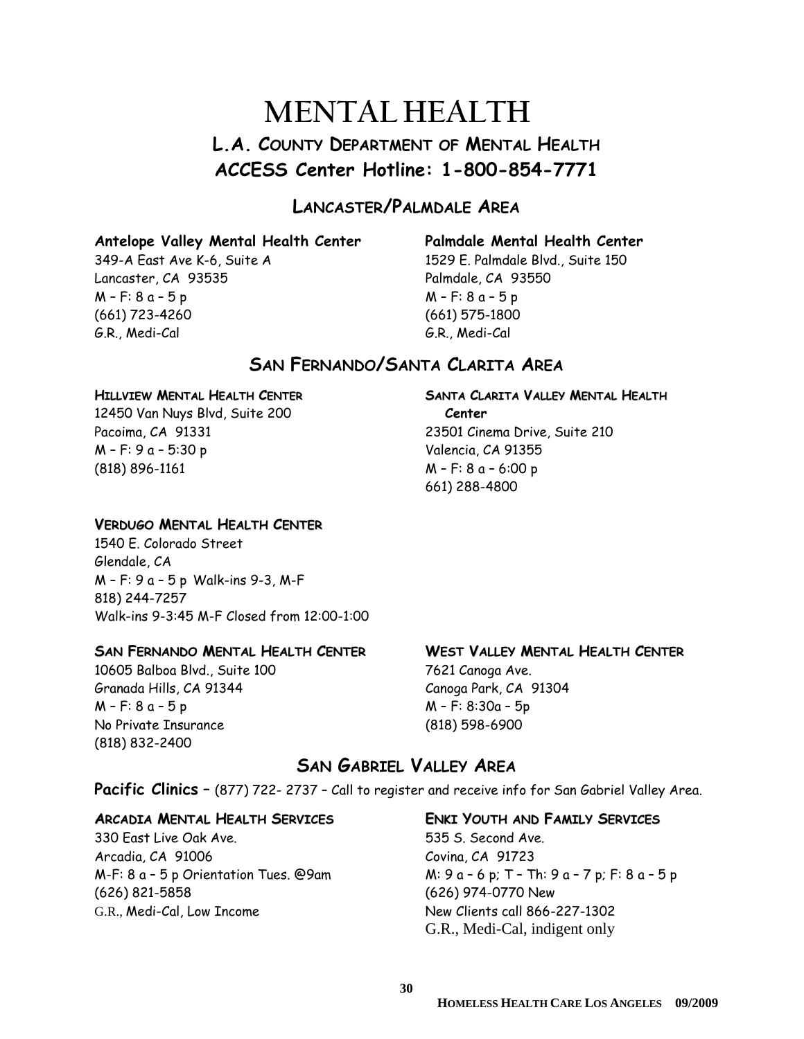# MENTAL HEALTH

## L.A. COUNTY DEPARTMENT OF MENTAL HEALTH

## ACCESS Center Hotline: 1-800-854-7771

### LANCASTER/PALMDALE AREA

**Antelope Valley Mental Health Center**
349-A East Ave K-6, Suite A
Lancaster, CA 93535
M – F: 8 a – 5 p
(661) 723-4260
G.R., Medi-Cal

**Palmdale Mental Health Center**
1529 E. Palmdale Blvd., Suite 150
Palmdale, CA 93550
M – F: 8 a – 5 p
(661) 575-1800
G.R., Medi-Cal

### SAN FERNANDO/SANTA CLARITA AREA

**HILLVIEW MENTAL HEALTH CENTER**
12450 Van Nuys Blvd, Suite 200
Pacoima, CA 91331
M – F: 9 a – 5:30 p
(818) 896-1161

**SANTA CLARITA VALLEY MENTAL HEALTH Center**
23501 Cinema Drive, Suite 210
Valencia, CA 91355
M – F: 8 a – 6:00 p
661) 288-4800

**VERDUGO MENTAL HEALTH CENTER**
1540 E. Colorado Street
Glendale, CA
M – F: 9 a – 5 p Walk-ins 9-3, M-F
818) 244-7257
Walk-ins 9-3:45 M-F Closed from 12:00-1:00

**SAN FERNANDO MENTAL HEALTH CENTER**
10605 Balboa Blvd., Suite 100
Granada Hills, CA 91344
M – F: 8 a – 5 p
No Private Insurance
(818) 832-2400

**WEST VALLEY MENTAL HEALTH CENTER**
7621 Canoga Ave.
Canoga Park, CA 91304
M – F: 8:30a – 5p
(818) 598-6900

### SAN GABRIEL VALLEY AREA

**Pacific Clinics** – (877) 722- 2737 – Call to register and receive info for San Gabriel Valley Area.

**ARCADIA MENTAL HEALTH SERVICES**
330 East Live Oak Ave.
Arcadia, CA 91006
M-F: 8 a – 5 p Orientation Tues. @9am
(626) 821-5858
G.R., Medi-Cal, Low Income

**ENKI YOUTH AND FAMILY SERVICES**
535 S. Second Ave.
Covina, CA 91723
M: 9 a – 6 p; T – Th: 9 a – 7 p; F: 8 a – 5 p
(626) 974-0770 New
New Clients call 866-227-1302
G.R., Medi-Cal, indigent only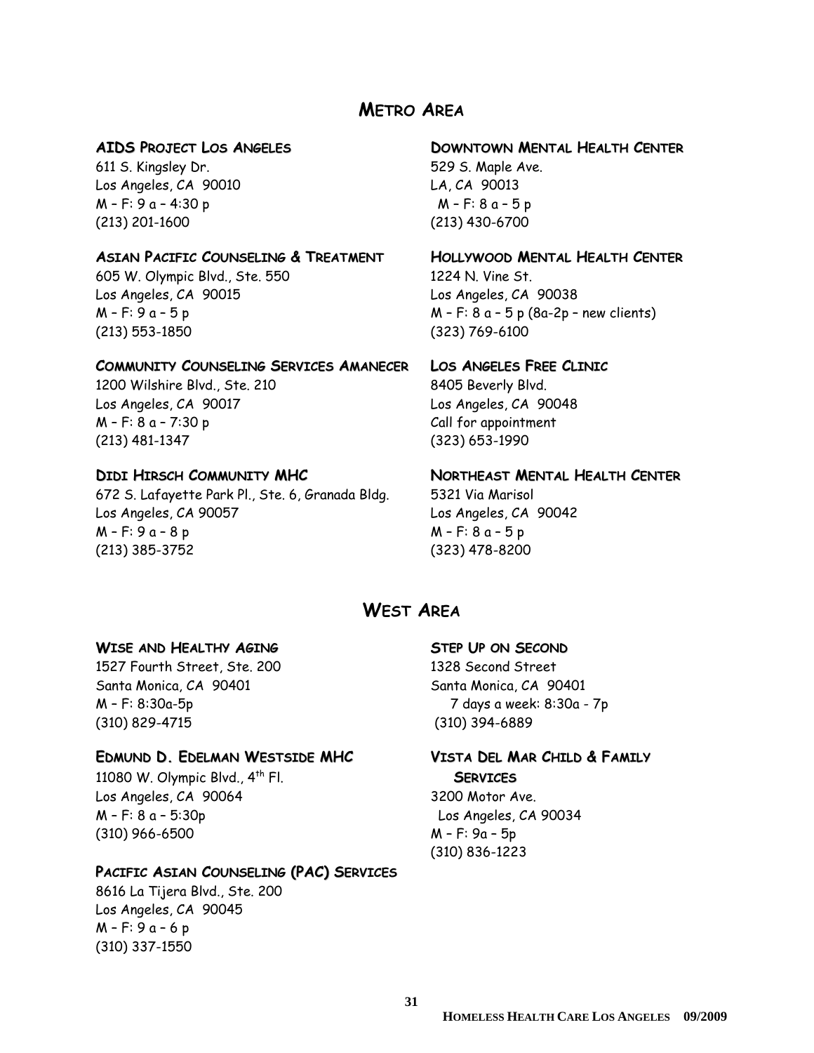## Metro Area

**AIDS Project Los Angeles**
611 S. Kingsley Dr.
Los Angeles, CA 90010
M – F: 9 a – 4:30 p
(213) 201-1600

**Asian Pacific Counseling & Treatment**
605 W. Olympic Blvd., Ste. 550
Los Angeles, CA 90015
M – F: 9 a – 5 p
(213) 553-1850

**Community Counseling Services Amanecer**
1200 Wilshire Blvd., Ste. 210
Los Angeles, CA 90017
M – F: 8 a – 7:30 p
(213) 481-1347

**Didi Hirsch Community MHC**
672 S. Lafayette Park Pl., Ste. 6, Granada Bldg.
Los Angeles, CA 90057
M – F: 9 a – 8 p
(213) 385-3752

**Downtown Mental Health Center**
529 S. Maple Ave.
LA, CA 90013
M – F: 8 a – 5 p
(213) 430-6700

**Hollywood Mental Health Center**
1224 N. Vine St.
Los Angeles, CA 90038
M – F: 8 a – 5 p (8a-2p – new clients)
(323) 769-6100

**Los Angeles Free Clinic**
8405 Beverly Blvd.
Los Angeles, CA 90048
Call for appointment
(323) 653-1990

**Northeast Mental Health Center**
5321 Via Marisol
Los Angeles, CA 90042
M – F: 8 a – 5 p
(323) 478-8200

## West Area

**Wise and Healthy Aging**
1527 Fourth Street, Ste. 200
Santa Monica, CA 90401
M – F: 8:30a-5p
(310) 829-4715

**Edmund D. Edelman Westside MHC**
11080 W. Olympic Blvd., 4th Fl.
Los Angeles, CA 90064
M – F: 8 a – 5:30p
(310) 966-6500

**Pacific Asian Counseling (PAC) Services**
8616 La Tijera Blvd., Ste. 200
Los Angeles, CA 90045
M – F: 9 a – 6 p
(310) 337-1550

**Step Up on Second**
1328 Second Street
Santa Monica, CA 90401
7 days a week: 8:30a - 7p
(310) 394-6889

**Vista Del Mar Child & Family Services**
3200 Motor Ave.
Los Angeles, CA 90034
M – F: 9a – 5p
(310) 836-1223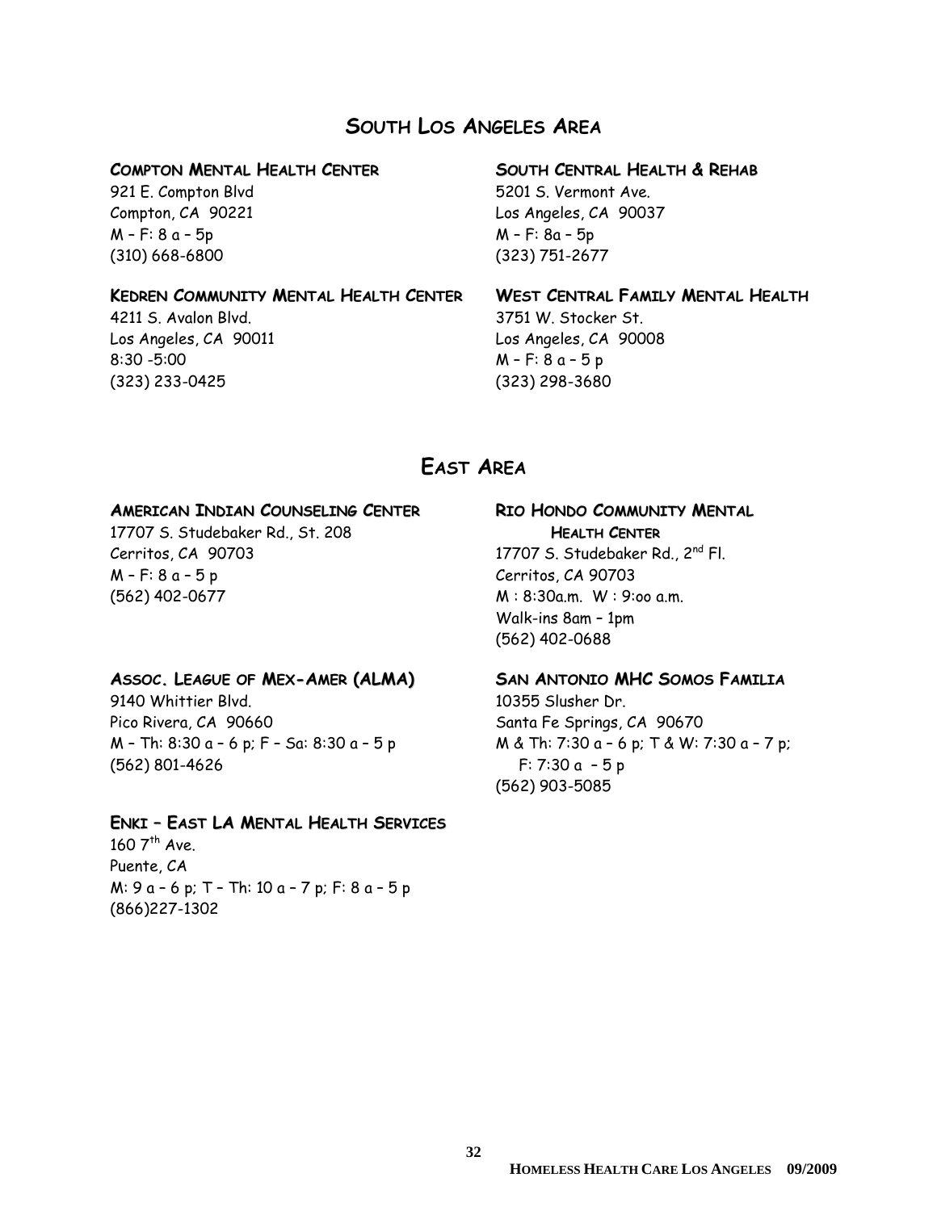## SOUTH LOS ANGELES AREA

**COMPTON MENTAL HEALTH CENTER**
921 E. Compton Blvd
Compton, CA 90221
M – F: 8 a – 5p
(310) 668-6800

**KEDREN COMMUNITY MENTAL HEALTH CENTER**
4211 S. Avalon Blvd.
Los Angeles, CA 90011
8:30 -5:00
(323) 233-0425

**SOUTH CENTRAL HEALTH & REHAB**
5201 S. Vermont Ave.
Los Angeles, CA 90037
M – F: 8a – 5p
(323) 751-2677

**WEST CENTRAL FAMILY MENTAL HEALTH**
3751 W. Stocker St.
Los Angeles, CA 90008
M – F: 8 a – 5 p
(323) 298-3680

## EAST AREA

**AMERICAN INDIAN COUNSELING CENTER**
17707 S. Studebaker Rd., St. 208
Cerritos, CA 90703
M – F: 8 a – 5 p
(562) 402-0677

**ASSOC. LEAGUE OF MEX-AMER (ALMA)**
9140 Whittier Blvd.
Pico Rivera, CA 90660
M – Th: 8:30 a – 6 p; F – Sa: 8:30 a – 5 p
(562) 801-4626

**ENKI – EAST LA MENTAL HEALTH SERVICES**
160 7th Ave.
Puente, CA
M: 9 a – 6 p; T – Th: 10 a – 7 p; F: 8 a – 5 p
(866)227-1302

**RIO HONDO COMMUNITY MENTAL HEALTH CENTER**
17707 S. Studebaker Rd., 2nd Fl.
Cerritos, CA 90703
M : 8:30a.m. W : 9:oo a.m.
Walk-ins 8am – 1pm
(562) 402-0688

**SAN ANTONIO MHC SOMOS FAMILIA**
10355 Slusher Dr.
Santa Fe Springs, CA 90670
M & Th: 7:30 a – 6 p; T & W: 7:30 a – 7 p;
F: 7:30 a – 5 p
(562) 903-5085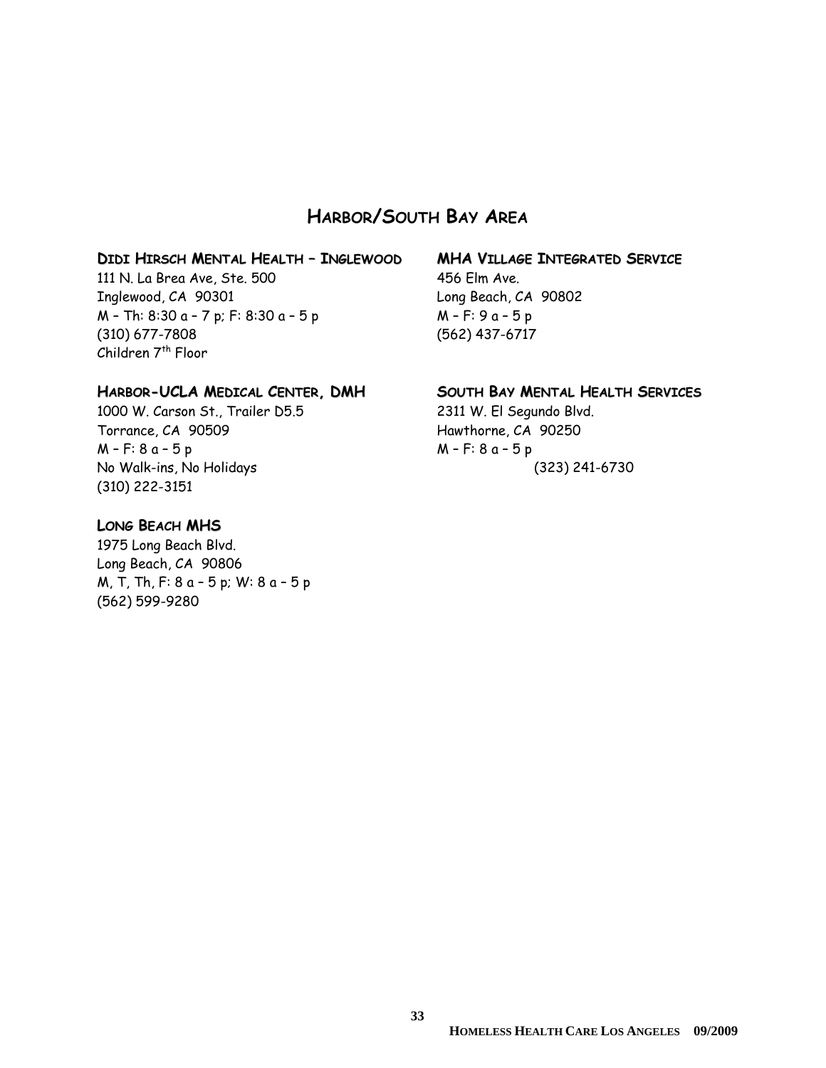## HARBOR/SOUTH BAY AREA

**DIDI HIRSCH MENTAL HEALTH – INGLEWOOD**
111 N. La Brea Ave, Ste. 500
Inglewood, CA 90301
M – Th: 8:30 a – 7 p; F: 8:30 a – 5 p
(310) 677-7808
Children 7th Floor

**HARBOR-UCLA MEDICAL CENTER, DMH**
1000 W. Carson St., Trailer D5.5
Torrance, CA 90509
M – F: 8 a – 5 p
No Walk-ins, No Holidays
(310) 222-3151

**LONG BEACH MHS**
1975 Long Beach Blvd.
Long Beach, CA 90806
M, T, Th, F: 8 a – 5 p; W: 8 a – 5 p
(562) 599-9280

**MHA VILLAGE INTEGRATED SERVICE**
456 Elm Ave.
Long Beach, CA 90802
M – F: 9 a – 5 p
(562) 437-6717

**SOUTH BAY MENTAL HEALTH SERVICES**
2311 W. El Segundo Blvd.
Hawthorne, CA 90250
M – F: 8 a – 5 p
(323) 241-6730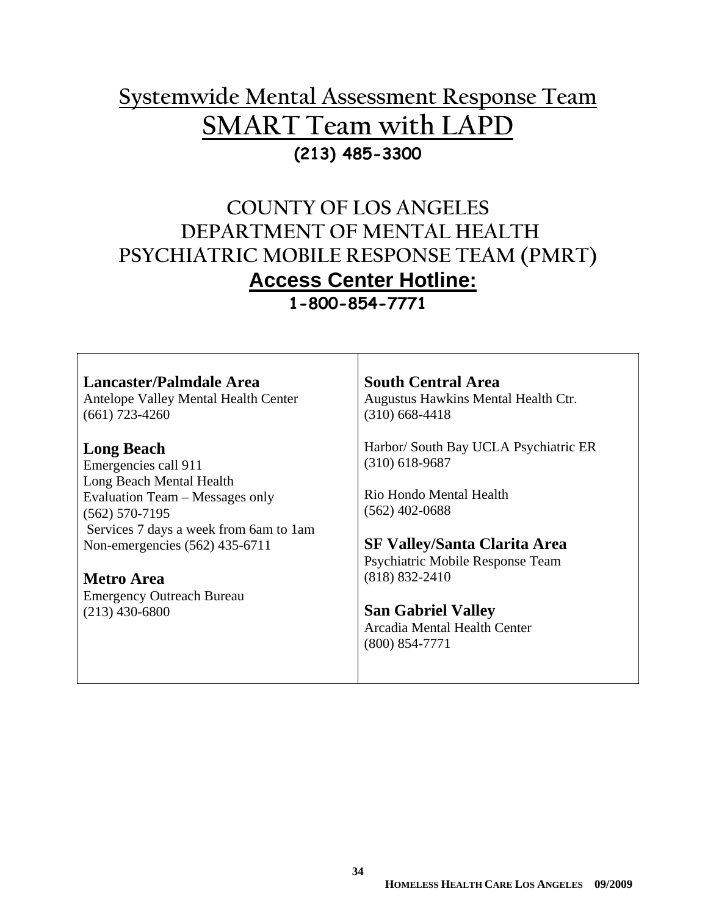# Systemwide Mental Assessment Response Team

# SMART Team with LAPD

**(213) 485-3300**

# COUNTY OF LOS ANGELES DEPARTMENT OF MENTAL HEALTH PSYCHIATRIC MOBILE RESPONSE TEAM (PMRT)

## Access Center Hotline:

**1-800-854-7771**

### Lancaster/Palmdale Area

Antelope Valley Mental Health Center
(661) 723-4260

### Long Beach

Emergencies call 911
Long Beach Mental Health
Evaluation Team – Messages only
(562) 570-7195
Services 7 days a week from 6am to 1am
Non-emergencies (562) 435-6711

### Metro Area

Emergency Outreach Bureau
(213) 430-6800

### South Central Area

Augustus Hawkins Mental Health Ctr.
(310) 668-4418

Harbor/ South Bay UCLA Psychiatric ER
(310) 618-9687

Rio Hondo Mental Health
(562) 402-0688

### SF Valley/Santa Clarita Area

Psychiatric Mobile Response Team
(818) 832-2410

### San Gabriel Valley

Arcadia Mental Health Center
(800) 854-7771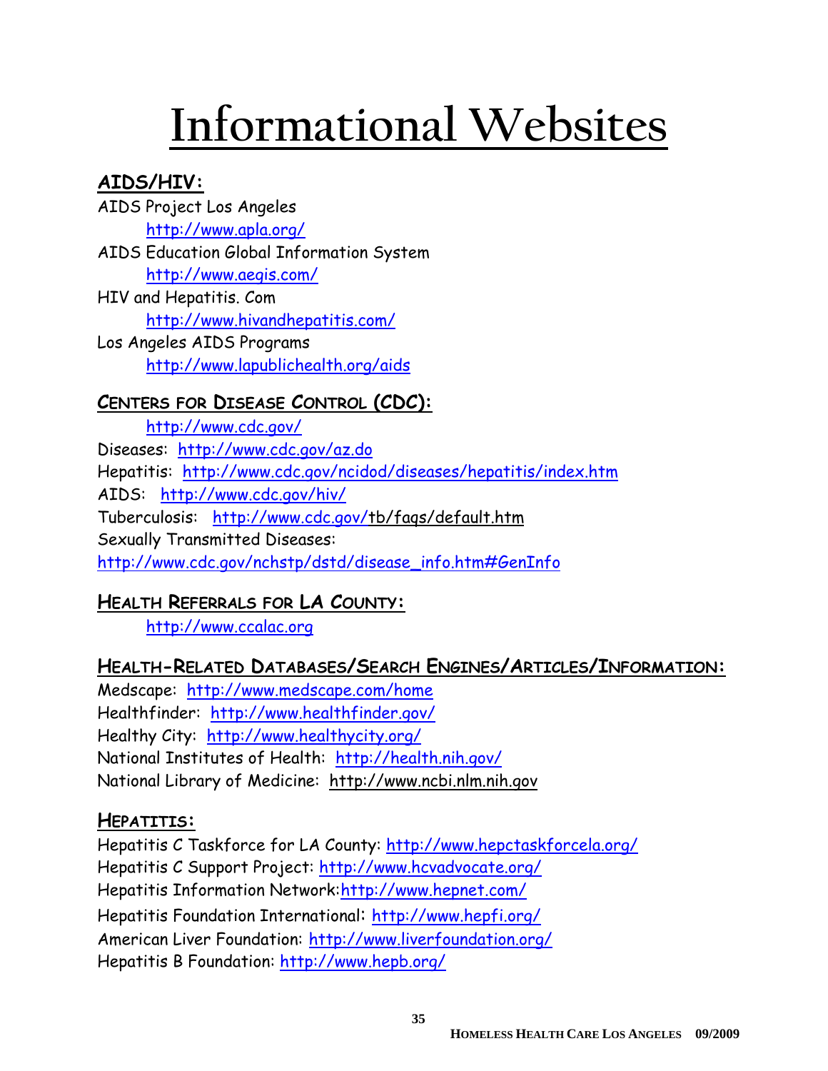# Informational Websites

## AIDS/HIV:

AIDS Project Los Angeles
  http://www.apla.org/

AIDS Education Global Information System
  http://www.aegis.com/

HIV and Hepatitis. Com
  http://www.hivandhepatitis.com/

Los Angeles AIDS Programs
  http://www.lapublichealth.org/aids

## Centers for Disease Control (CDC):

  http://www.cdc.gov/

Diseases: http://www.cdc.gov/az.do
Hepatitis: http://www.cdc.gov/ncidod/diseases/hepatitis/index.htm
AIDS: http://www.cdc.gov/hiv/
Tuberculosis: http://www.cdc.gov/tb/faqs/default.htm
Sexually Transmitted Diseases:
http://www.cdc.gov/nchstp/dstd/disease_info.htm#GenInfo

## Health Referrals for LA County:

  http://www.ccalac.org

## Health-Related Databases/Search Engines/Articles/Information:

Medscape: http://www.medscape.com/home
Healthfinder: http://www.healthfinder.gov/
Healthy City: http://www.healthycity.org/
National Institutes of Health: http://health.nih.gov/
National Library of Medicine: http://www.ncbi.nlm.nih.gov

## Hepatitis:

Hepatitis C Taskforce for LA County: http://www.hepctaskforcela.org/
Hepatitis C Support Project: http://www.hcvadvocate.org/
Hepatitis Information Network: http://www.hepnet.com/
Hepatitis Foundation International: http://www.hepfi.org/
American Liver Foundation: http://www.liverfoundation.org/
Hepatitis B Foundation: http://www.hepb.org/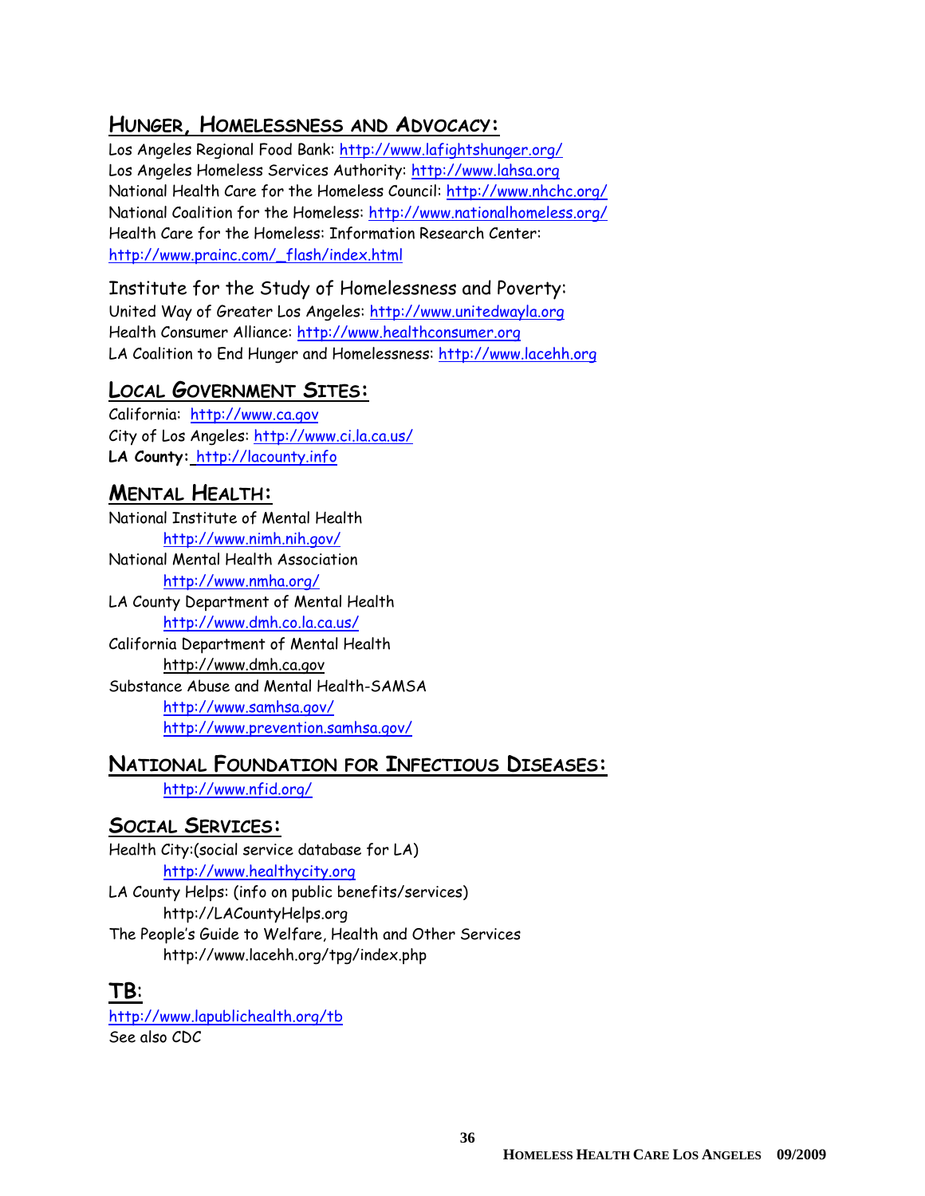## Hunger, Homelessness and Advocacy:

Los Angeles Regional Food Bank: http://www.lafightshunger.org/
Los Angeles Homeless Services Authority: http://www.lahsa.org
National Health Care for the Homeless Council: http://www.nhchc.org/
National Coalition for the Homeless: http://www.nationalhomeless.org/
Health Care for the Homeless: Information Research Center:
http://www.prainc.com/_flash/index.html

Institute for the Study of Homelessness and Poverty:
United Way of Greater Los Angeles: http://www.unitedwayla.org
Health Consumer Alliance: http://www.healthconsumer.org
LA Coalition to End Hunger and Homelessness: http://www.lacehh.org

## Local Government Sites:

California: http://www.ca.gov
City of Los Angeles: http://www.ci.la.ca.us/
**LA County:** http://lacounty.info

## Mental Health:

National Institute of Mental Health
  http://www.nimh.nih.gov/
National Mental Health Association
  http://www.nmha.org/
LA County Department of Mental Health
  http://www.dmh.co.la.ca.us/
California Department of Mental Health
  http://www.dmh.ca.gov
Substance Abuse and Mental Health-SAMSA
  http://www.samhsa.gov/
  http://www.prevention.samhsa.gov/

## National Foundation for Infectious Diseases:

  http://www.nfid.org/

## Social Services:

Health City:(social service database for LA)
  http://www.healthycity.org
LA County Helps: (info on public benefits/services)
  http://LACountyHelps.org
The People's Guide to Welfare, Health and Other Services
  http://www.lacehh.org/tpg/index.php

## TB:

http://www.lapublichealth.org/tb
See also CDC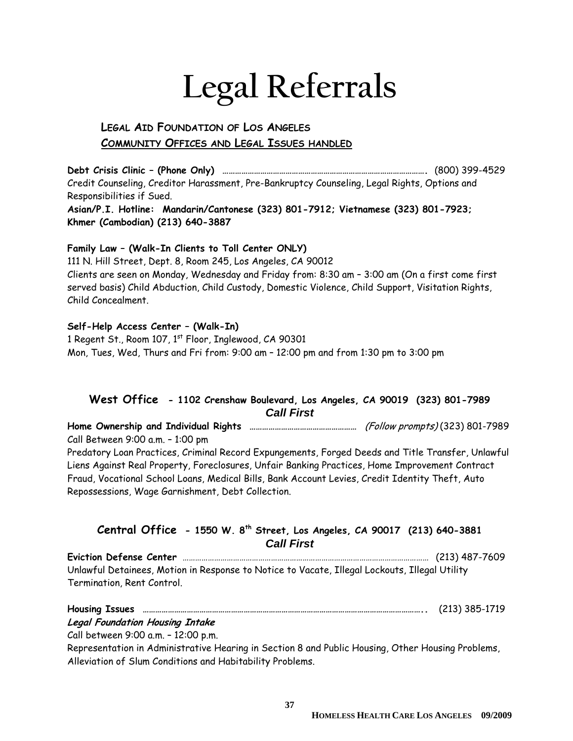# Legal Referrals

## LEGAL AID FOUNDATION OF LOS ANGELES

## COMMUNITY OFFICES AND LEGAL ISSUES HANDLED

**Debt Crisis Clinic – (Phone Only)** ………………………………………………………………………………. (800) 399-4529
Credit Counseling, Creditor Harassment, Pre-Bankruptcy Counseling, Legal Rights, Options and Responsibilities if Sued.
**Asian/P.I. Hotline: Mandarin/Cantonese (323) 801-7912; Vietnamese (323) 801-7923; Khmer (Cambodian) (213) 640-3887**

**Family Law – (Walk-In Clients to Toll Center ONLY)**
111 N. Hill Street, Dept. 8, Room 245, Los Angeles, CA 90012
Clients are seen on Monday, Wednesday and Friday from: 8:30 am – 3:00 am (On a first come first served basis) Child Abduction, Child Custody, Domestic Violence, Child Support, Visitation Rights, Child Concealment.

**Self-Help Access Center – (Walk-In)**
1 Regent St., Room 107, 1st Floor, Inglewood, CA 90301
Mon, Tues, Wed, Thurs and Fri from: 9:00 am – 12:00 pm and from 1:30 pm to 3:00 pm

### West Office - 1102 Crenshaw Boulevard, Los Angeles, CA 90019 (323) 801-7989

***Call First***

**Home Ownership and Individual Rights** …………………………………………… *(Follow prompts)* (323) 801-7989
Call Between 9:00 a.m. – 1:00 pm
Predatory Loan Practices, Criminal Record Expungements, Forged Deeds and Title Transfer, Unlawful Liens Against Real Property, Foreclosures, Unfair Banking Practices, Home Improvement Contract Fraud, Vocational School Loans, Medical Bills, Bank Account Levies, Credit Identity Theft, Auto Repossessions, Wage Garnishment, Debt Collection.

### Central Office - 1550 W. 8th Street, Los Angeles, CA 90017 (213) 640-3881

***Call First***

**Eviction Defense Center** …………………………………………………………………………………………… (213) 487-7609
Unlawful Detainees, Motion in Response to Notice to Vacate, Illegal Lockouts, Illegal Utility Termination, Rent Control.

**Housing Issues** ……………………………………………………………………………………………………….. (213) 385-1719
***Legal Foundation Housing Intake***
Call between 9:00 a.m. – 12:00 p.m.
Representation in Administrative Hearing in Section 8 and Public Housing, Other Housing Problems, Alleviation of Slum Conditions and Habitability Problems.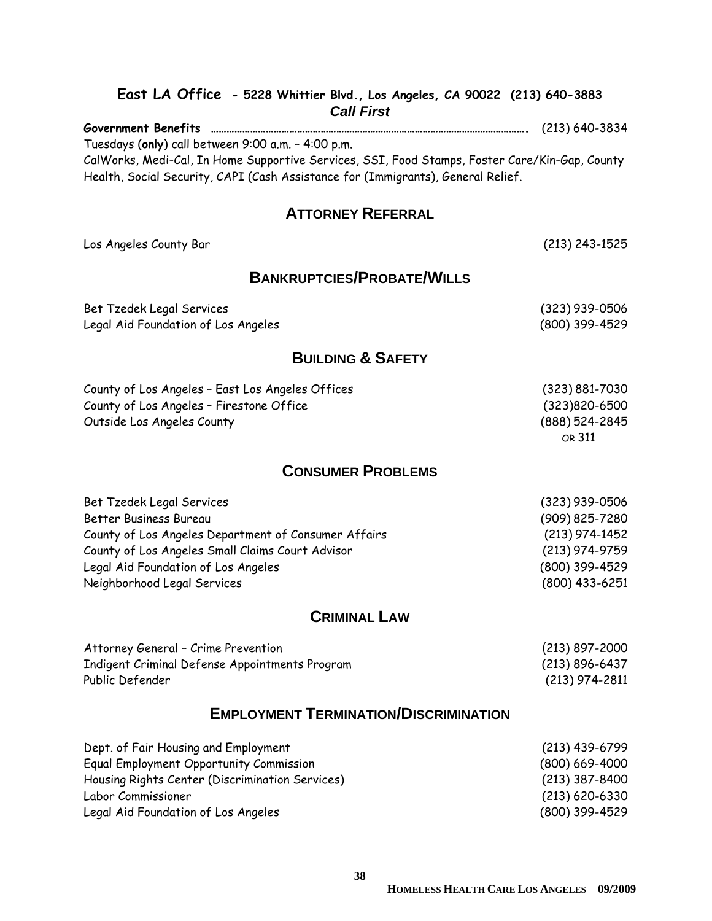**East LA Office** - **5228 Whittier Blvd., Los Angeles, CA 90022 (213) 640-3883**

***Call First***

**Government Benefits** …………………………………………………………………………………………………. (213) 640-3834

Tuesdays (**only**) call between 9:00 a.m. – 4:00 p.m.

CalWorks, Medi-Cal, In Home Supportive Services, SSI, Food Stamps, Foster Care/Kin-Gap, County Health, Social Security, CAPI (Cash Assistance for (Immigrants), General Relief.

## ATTORNEY REFERRAL

| | |
|---|---|
| Los Angeles County Bar | (213) 243-1525 |

## BANKRUPTCIES/PROBATE/WILLS

| | |
|---|---|
| Bet Tzedek Legal Services | (323) 939-0506 |
| Legal Aid Foundation of Los Angeles | (800) 399-4529 |

## BUILDING & SAFETY

| | |
|---|---|
| County of Los Angeles – East Los Angeles Offices | (323) 881-7030 |
| County of Los Angeles – Firestone Office | (323)820-6500 |
| Outside Los Angeles County | (888) 524-2845 OR 311 |

## CONSUMER PROBLEMS

| | |
|---|---|
| Bet Tzedek Legal Services | (323) 939-0506 |
| Better Business Bureau | (909) 825-7280 |
| County of Los Angeles Department of Consumer Affairs | (213) 974-1452 |
| County of Los Angeles Small Claims Court Advisor | (213) 974-9759 |
| Legal Aid Foundation of Los Angeles | (800) 399-4529 |
| Neighborhood Legal Services | (800) 433-6251 |

## CRIMINAL LAW

| | |
|---|---|
| Attorney General – Crime Prevention | (213) 897-2000 |
| Indigent Criminal Defense Appointments Program | (213) 896-6437 |
| Public Defender | (213) 974-2811 |

## EMPLOYMENT TERMINATION/DISCRIMINATION

| | |
|---|---|
| Dept. of Fair Housing and Employment | (213) 439-6799 |
| Equal Employment Opportunity Commission | (800) 669-4000 |
| Housing Rights Center (Discrimination Services) | (213) 387-8400 |
| Labor Commissioner | (213) 620-6330 |
| Legal Aid Foundation of Los Angeles | (800) 399-4529 |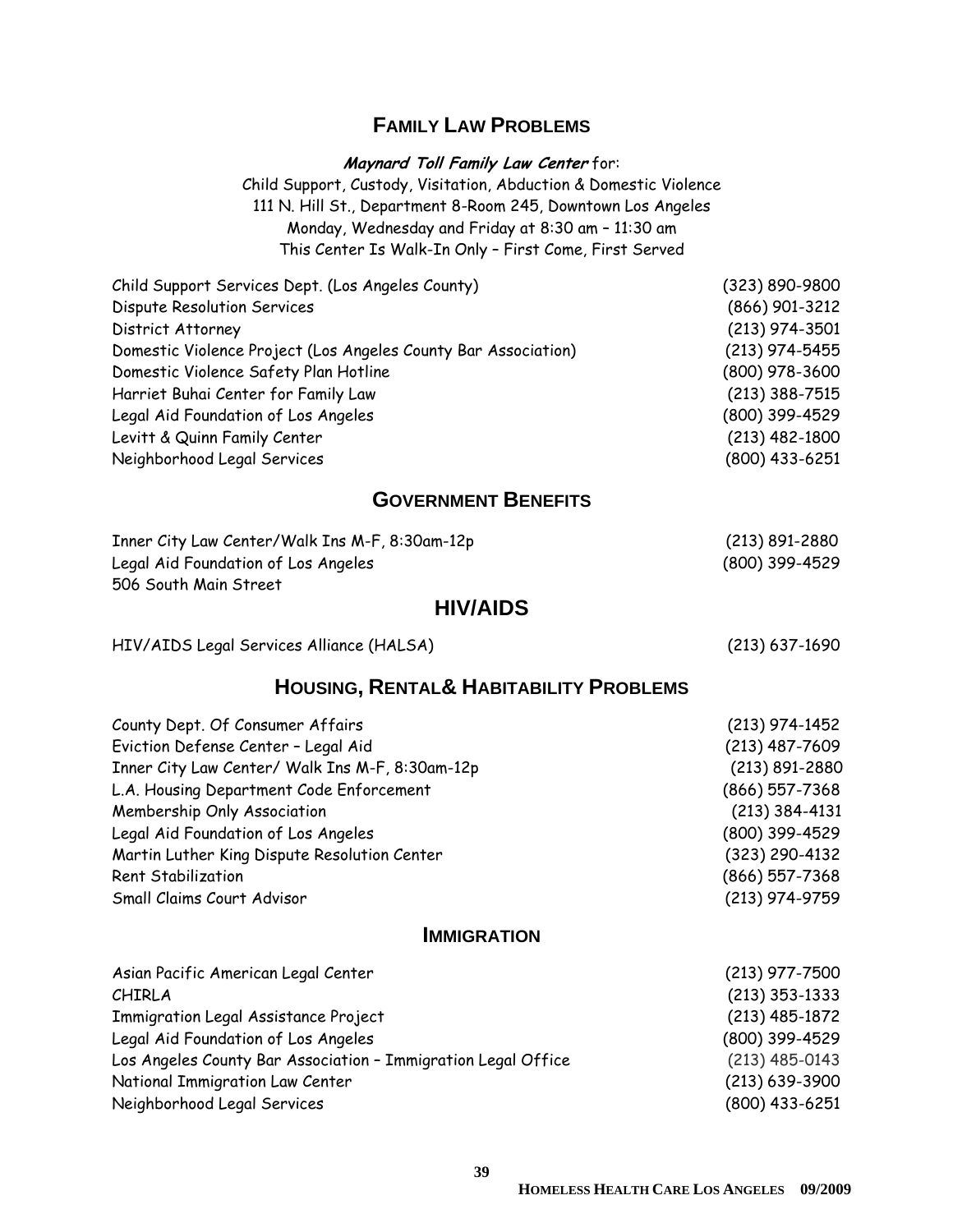## FAMILY LAW PROBLEMS

***Maynard Toll Family Law Center*** for:
Child Support, Custody, Visitation, Abduction & Domestic Violence
111 N. Hill St., Department 8-Room 245, Downtown Los Angeles
Monday, Wednesday and Friday at 8:30 am – 11:30 am
This Center Is Walk-In Only – First Come, First Served

| | |
|---|---|
| Child Support Services Dept. (Los Angeles County) | (323) 890-9800 |
| Dispute Resolution Services | (866) 901-3212 |
| District Attorney | (213) 974-3501 |
| Domestic Violence Project (Los Angeles County Bar Association) | (213) 974-5455 |
| Domestic Violence Safety Plan Hotline | (800) 978-3600 |
| Harriet Buhai Center for Family Law | (213) 388-7515 |
| Legal Aid Foundation of Los Angeles | (800) 399-4529 |
| Levitt & Quinn Family Center | (213) 482-1800 |
| Neighborhood Legal Services | (800) 433-6251 |

## GOVERNMENT BENEFITS

| | |
|---|---|
| Inner City Law Center/Walk Ins M-F, 8:30am-12p | (213) 891-2880 |
| Legal Aid Foundation of Los Angeles | (800) 399-4529 |
| 506 South Main Street | |

## HIV/AIDS

| | |
|---|---|
| HIV/AIDS Legal Services Alliance (HALSA) | (213) 637-1690 |

## HOUSING, RENTAL& HABITABILITY PROBLEMS

| | |
|---|---|
| County Dept. Of Consumer Affairs | (213) 974-1452 |
| Eviction Defense Center – Legal Aid | (213) 487-7609 |
| Inner City Law Center/ Walk Ins M-F, 8:30am-12p | (213) 891-2880 |
| L.A. Housing Department Code Enforcement | (866) 557-7368 |
| Membership Only Association | (213) 384-4131 |
| Legal Aid Foundation of Los Angeles | (800) 399-4529 |
| Martin Luther King Dispute Resolution Center | (323) 290-4132 |
| Rent Stabilization | (866) 557-7368 |
| Small Claims Court Advisor | (213) 974-9759 |

## IMMIGRATION

| | |
|---|---|
| Asian Pacific American Legal Center | (213) 977-7500 |
| CHIRLA | (213) 353-1333 |
| Immigration Legal Assistance Project | (213) 485-1872 |
| Legal Aid Foundation of Los Angeles | (800) 399-4529 |
| Los Angeles County Bar Association – Immigration Legal Office | (213) 485-0143 |
| National Immigration Law Center | (213) 639-3900 |
| Neighborhood Legal Services | (800) 433-6251 |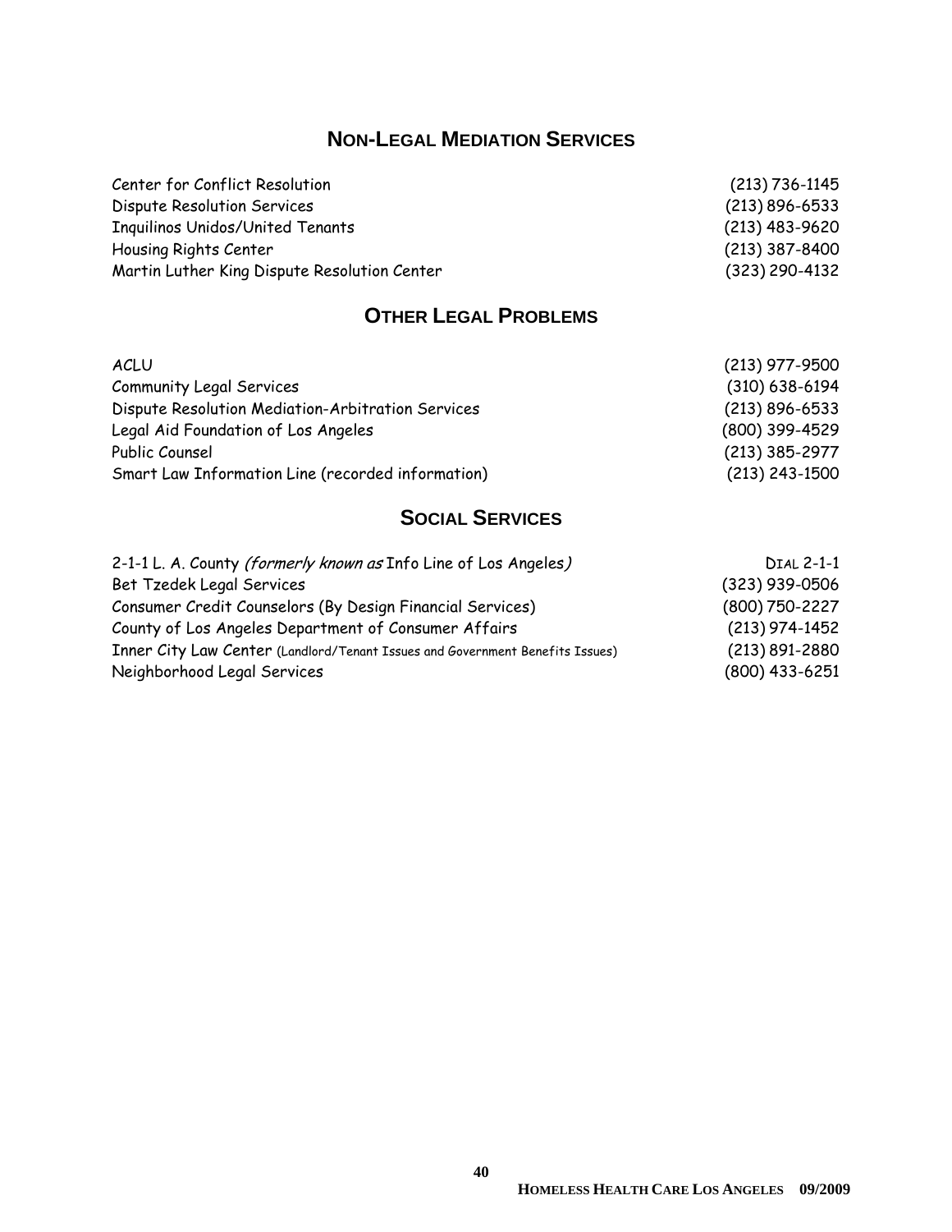## NON-LEGAL MEDIATION SERVICES

| | |
|---|---|
| Center for Conflict Resolution | (213) 736-1145 |
| Dispute Resolution Services | (213) 896-6533 |
| Inquilinos Unidos/United Tenants | (213) 483-9620 |
| Housing Rights Center | (213) 387-8400 |
| Martin Luther King Dispute Resolution Center | (323) 290-4132 |

## OTHER LEGAL PROBLEMS

| | |
|---|---|
| ACLU | (213) 977-9500 |
| Community Legal Services | (310) 638-6194 |
| Dispute Resolution Mediation-Arbitration Services | (213) 896-6533 |
| Legal Aid Foundation of Los Angeles | (800) 399-4529 |
| Public Counsel | (213) 385-2977 |
| Smart Law Information Line (recorded information) | (213) 243-1500 |

## SOCIAL SERVICES

| | |
|---|---|
| 2-1-1 L. A. County *(formerly known as* Info Line of Los Angeles*)* | DIAL 2-1-1 |
| Bet Tzedek Legal Services | (323) 939-0506 |
| Consumer Credit Counselors (By Design Financial Services) | (800) 750-2227 |
| County of Los Angeles Department of Consumer Affairs | (213) 974-1452 |
| Inner City Law Center (Landlord/Tenant Issues and Government Benefits Issues) | (213) 891-2880 |
| Neighborhood Legal Services | (800) 433-6251 |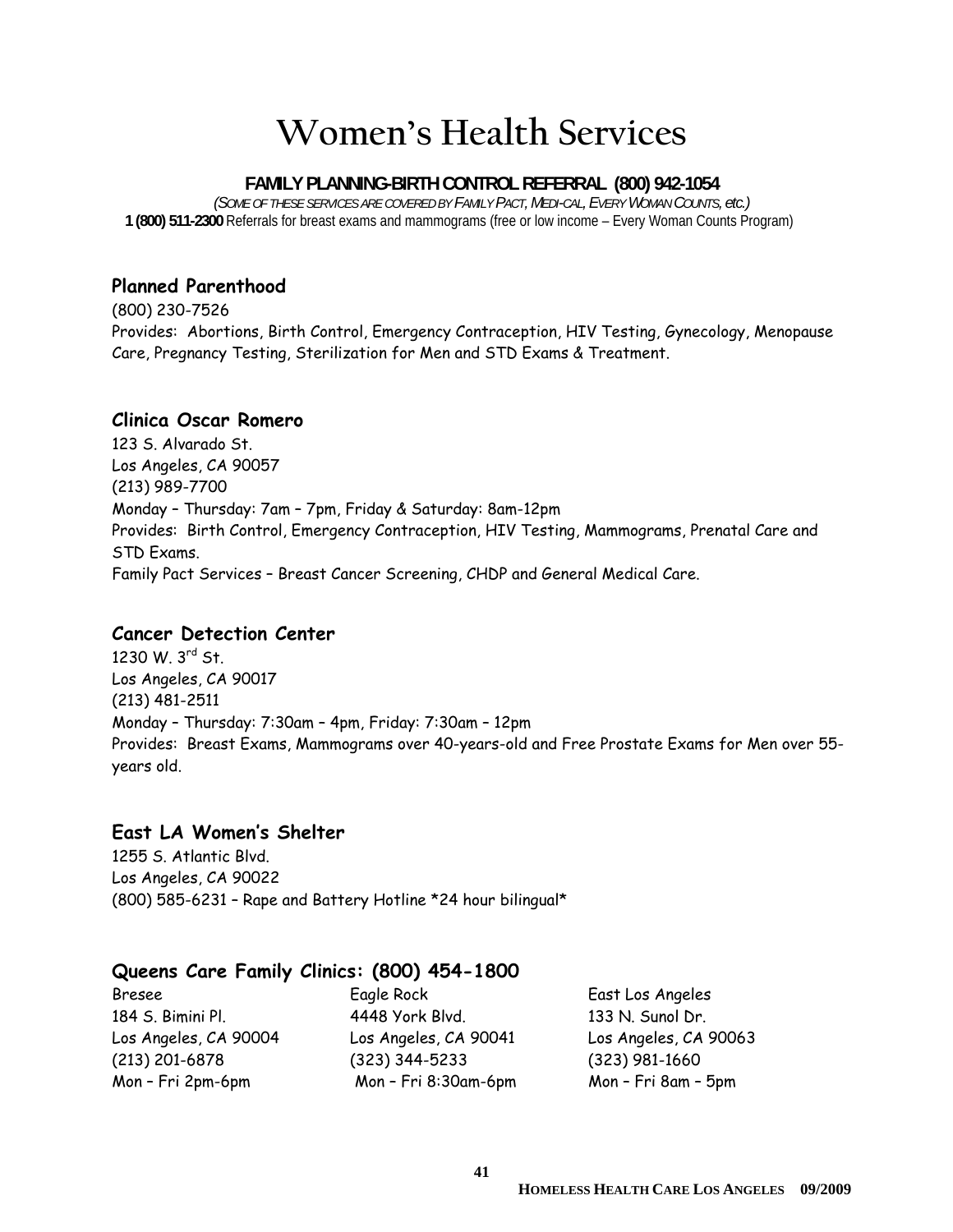# Women's Health Services

**FAMILY PLANNING-BIRTH CONTROL REFERRAL (800) 942-1054**

*(SOME OF THESE SERVICES ARE COVERED BY FAMILY PACT, MEDI-CAL, EVERY WOMAN COUNTS, etc.)*

**1 (800) 511-2300** Referrals for breast exams and mammograms (free or low income – Every Woman Counts Program)

### Planned Parenthood

(800) 230-7526
Provides: Abortions, Birth Control, Emergency Contraception, HIV Testing, Gynecology, Menopause Care, Pregnancy Testing, Sterilization for Men and STD Exams & Treatment.

### Clinica Oscar Romero

123 S. Alvarado St.
Los Angeles, CA 90057
(213) 989-7700
Monday – Thursday: 7am – 7pm, Friday & Saturday: 8am-12pm
Provides: Birth Control, Emergency Contraception, HIV Testing, Mammograms, Prenatal Care and STD Exams.
Family Pact Services – Breast Cancer Screening, CHDP and General Medical Care.

### Cancer Detection Center

1230 W. 3rd St.
Los Angeles, CA 90017
(213) 481-2511
Monday – Thursday: 7:30am – 4pm, Friday: 7:30am – 12pm
Provides: Breast Exams, Mammograms over 40-years-old and Free Prostate Exams for Men over 55-years old.

### East LA Women's Shelter

1255 S. Atlantic Blvd.
Los Angeles, CA 90022
(800) 585-6231 – Rape and Battery Hotline *24 hour bilingual*

### Queens Care Family Clinics: (800) 454-1800

Bresee
184 S. Bimini Pl.
Los Angeles, CA 90004
(213) 201-6878
Mon – Fri 2pm-6pm

Eagle Rock
4448 York Blvd.
Los Angeles, CA 90041
(323) 344-5233
Mon – Fri 8:30am-6pm

East Los Angeles
133 N. Sunol Dr.
Los Angeles, CA 90063
(323) 981-1660
Mon – Fri 8am – 5pm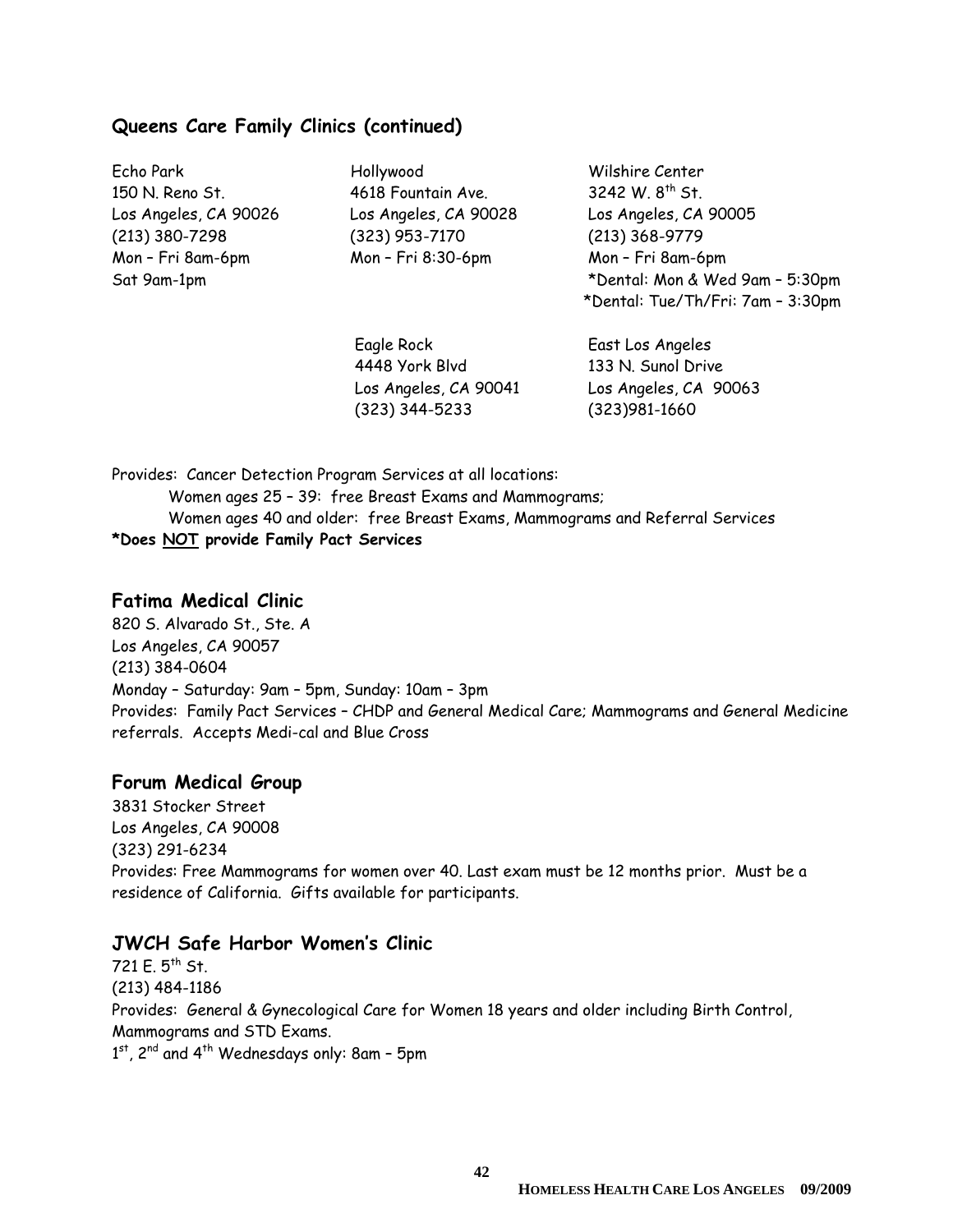## Queens Care Family Clinics (continued)

Echo Park
150 N. Reno St.
Los Angeles, CA 90026
(213) 380-7298
Mon – Fri 8am-6pm
Sat 9am-1pm

Hollywood
4618 Fountain Ave.
Los Angeles, CA 90028
(323) 953-7170
Mon – Fri 8:30-6pm

Wilshire Center
3242 W. 8th St.
Los Angeles, CA 90005
(213) 368-9779
Mon – Fri 8am-6pm
*Dental: Mon & Wed 9am – 5:30pm
*Dental: Tue/Th/Fri: 7am – 3:30pm

Eagle Rock
4448 York Blvd
Los Angeles, CA 90041
(323) 344-5233

East Los Angeles
133 N. Sunol Drive
Los Angeles, CA 90063
(323)981-1660

Provides: Cancer Detection Program Services at all locations:
Women ages 25 – 39: free Breast Exams and Mammograms;
Women ages 40 and older: free Breast Exams, Mammograms and Referral Services
**\*Does NOT provide Family Pact Services**

## Fatima Medical Clinic

820 S. Alvarado St., Ste. A
Los Angeles, CA 90057
(213) 384-0604
Monday – Saturday: 9am – 5pm, Sunday: 10am – 3pm
Provides: Family Pact Services – CHDP and General Medical Care; Mammograms and General Medicine referrals. Accepts Medi-cal and Blue Cross

## Forum Medical Group

3831 Stocker Street
Los Angeles, CA 90008
(323) 291-6234
Provides: Free Mammograms for women over 40. Last exam must be 12 months prior. Must be a residence of California. Gifts available for participants.

## JWCH Safe Harbor Women's Clinic

721 E. 5th St.
(213) 484-1186
Provides: General & Gynecological Care for Women 18 years and older including Birth Control, Mammograms and STD Exams.
1st, 2nd and 4th Wednesdays only: 8am – 5pm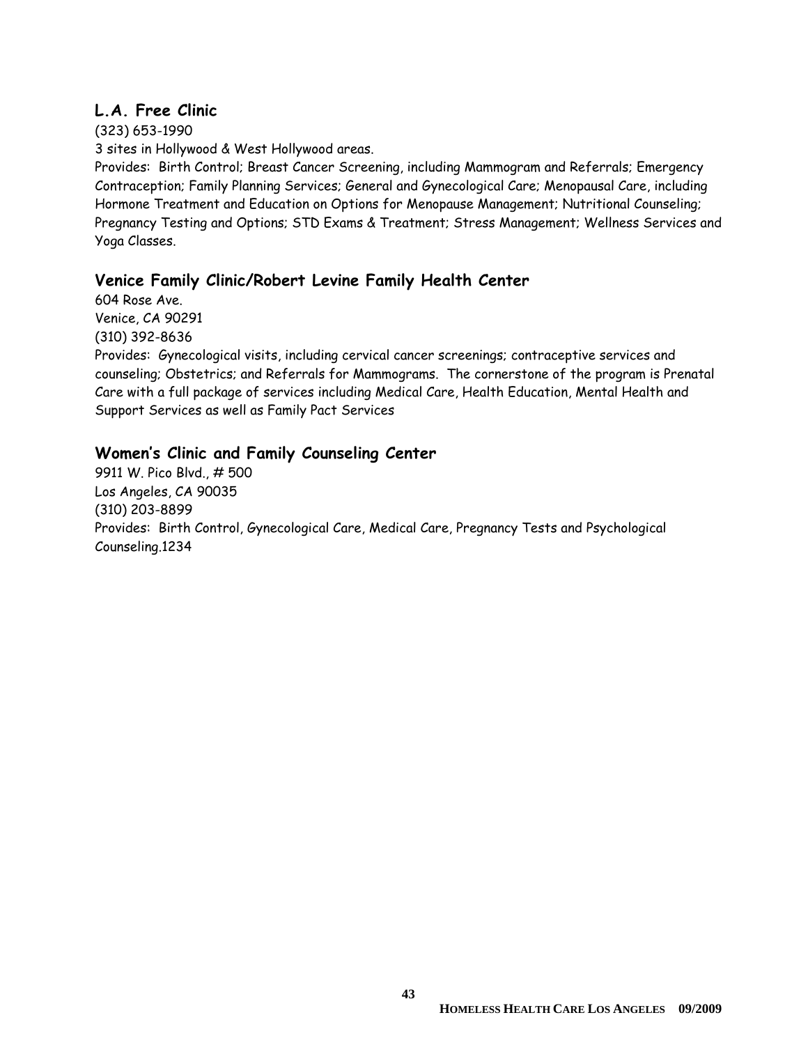## L.A. Free Clinic

(323) 653-1990

3 sites in Hollywood & West Hollywood areas.

Provides: Birth Control; Breast Cancer Screening, including Mammogram and Referrals; Emergency Contraception; Family Planning Services; General and Gynecological Care; Menopausal Care, including Hormone Treatment and Education on Options for Menopause Management; Nutritional Counseling; Pregnancy Testing and Options; STD Exams & Treatment; Stress Management; Wellness Services and Yoga Classes.

## Venice Family Clinic/Robert Levine Family Health Center

604 Rose Ave.
Venice, CA 90291
(310) 392-8636

Provides: Gynecological visits, including cervical cancer screenings; contraceptive services and counseling; Obstetrics; and Referrals for Mammograms. The cornerstone of the program is Prenatal Care with a full package of services including Medical Care, Health Education, Mental Health and Support Services as well as Family Pact Services

## Women's Clinic and Family Counseling Center

9911 W. Pico Blvd., # 500
Los Angeles, CA 90035
(310) 203-8899

Provides: Birth Control, Gynecological Care, Medical Care, Pregnancy Tests and Psychological Counseling.1234